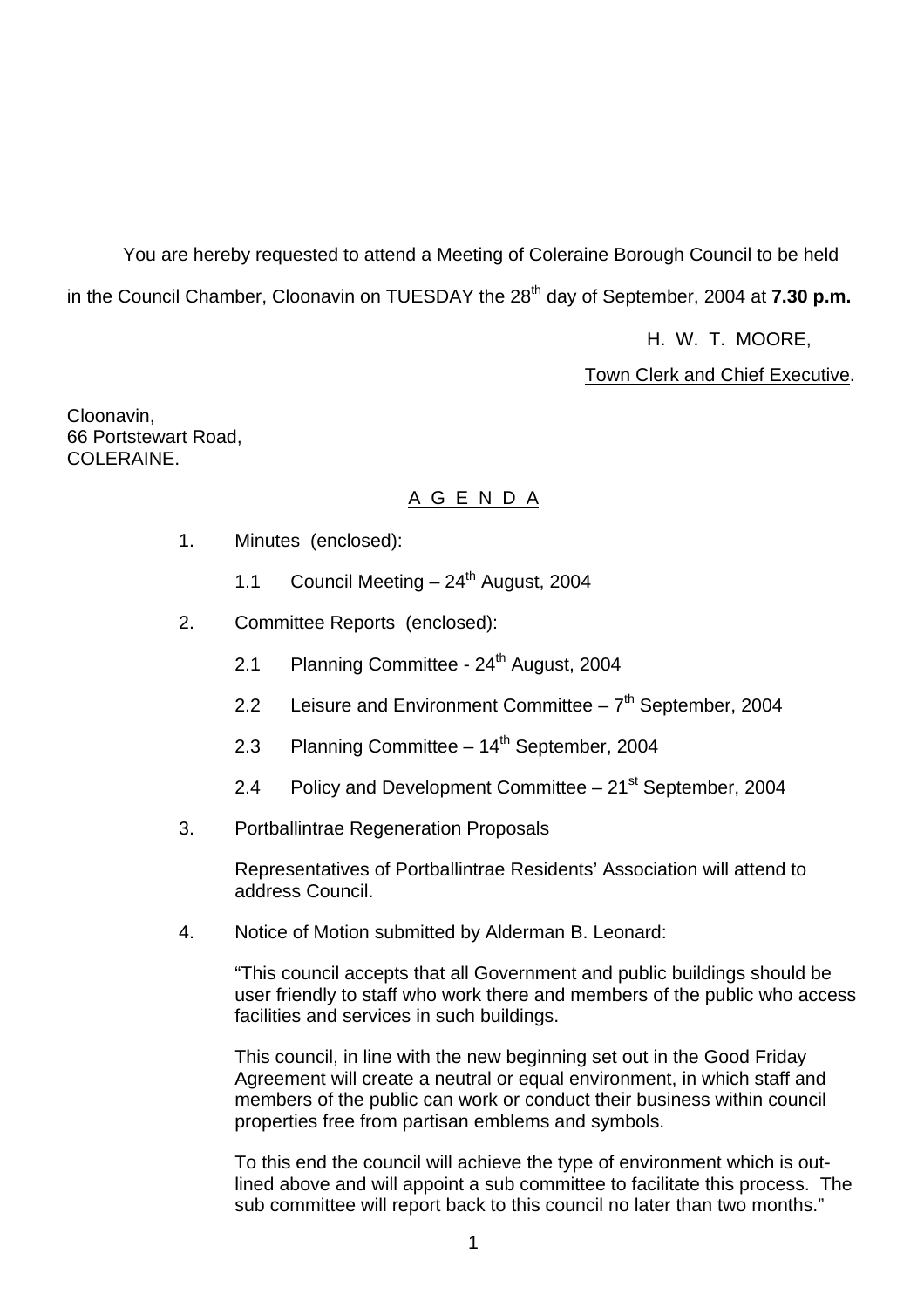You are hereby requested to attend a Meeting of Coleraine Borough Council to be held in the Council Chamber, Cloonavin on TUESDAY the 28th day of September, 2004 at **7.30 p.m.**

H. W. T. MOORE,

Town Clerk and Chief Executive.

Cloonavin,
66 Portstewart Road,
COLERAINE.

## A G E N D A

1. Minutes (enclosed):

   1.1 Council Meeting – 24th August, 2004

2. Committee Reports (enclosed):

   2.1 Planning Committee - 24th August, 2004

   2.2 Leisure and Environment Committee – 7th September, 2004

   2.3 Planning Committee – 14th September, 2004

   2.4 Policy and Development Committee – 21st September, 2004

3. Portballintrae Regeneration Proposals

   Representatives of Portballintrae Residents' Association will attend to address Council.

4. Notice of Motion submitted by Alderman B. Leonard:

   "This council accepts that all Government and public buildings should be user friendly to staff who work there and members of the public who access facilities and services in such buildings.

   This council, in line with the new beginning set out in the Good Friday Agreement will create a neutral or equal environment, in which staff and members of the public can work or conduct their business within council properties free from partisan emblems and symbols.

   To this end the council will achieve the type of environment which is out-lined above and will appoint a sub committee to facilitate this process. The sub committee will report back to this council no later than two months."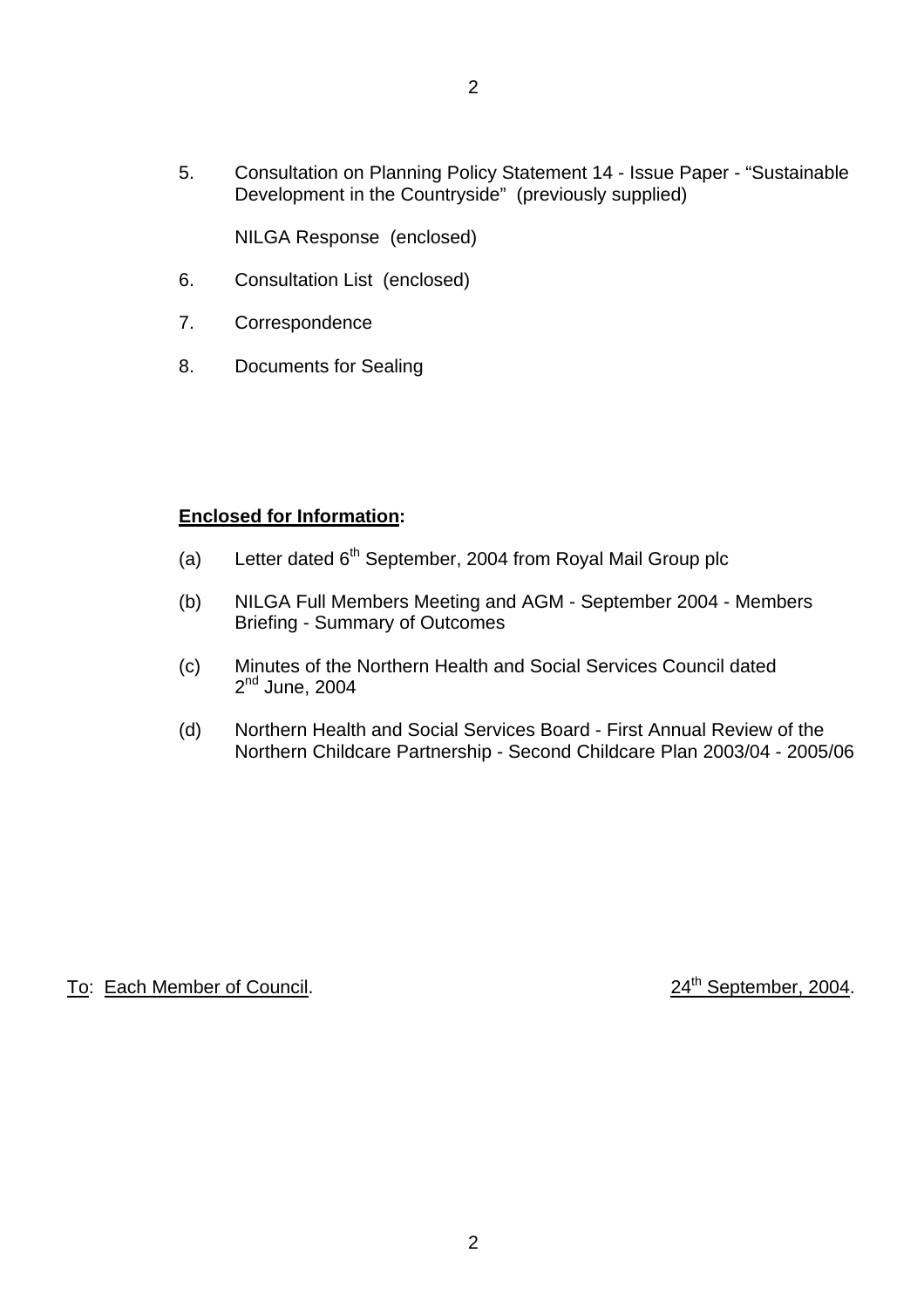5. Consultation on Planning Policy Statement 14 - Issue Paper - "Sustainable Development in the Countryside" (previously supplied)

   NILGA Response (enclosed)

6. Consultation List (enclosed)

7. Correspondence

8. Documents for Sealing

**Enclosed for Information:**

(a) Letter dated 6th September, 2004 from Royal Mail Group plc

(b) NILGA Full Members Meeting and AGM - September 2004 - Members Briefing - Summary of Outcomes

(c) Minutes of the Northern Health and Social Services Council dated 2nd June, 2004

(d) Northern Health and Social Services Board - First Annual Review of the Northern Childcare Partnership - Second Childcare Plan 2003/04 - 2005/06

To: Each Member of Council. 24th September, 2004.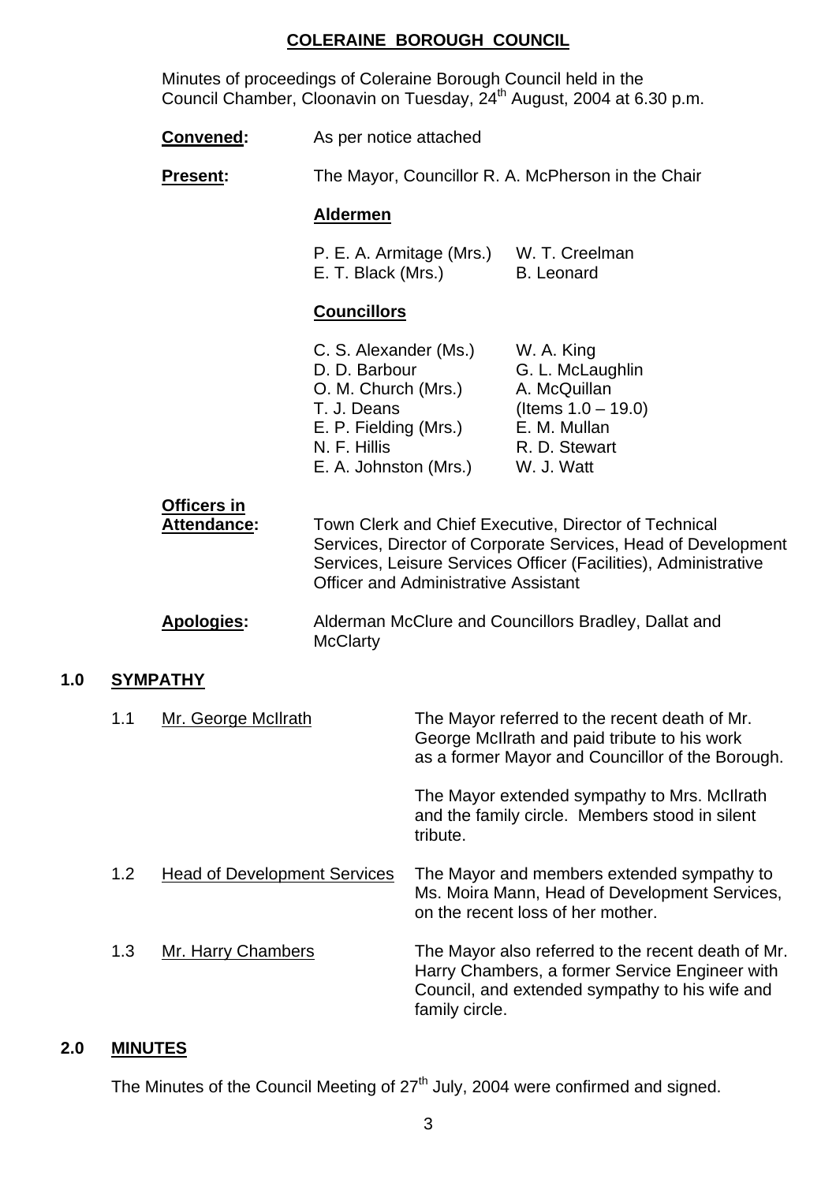# COLERAINE BOROUGH COUNCIL

Minutes of proceedings of Coleraine Borough Council held in the Council Chamber, Cloonavin on Tuesday, 24th August, 2004 at 6.30 p.m.

**Convened:** As per notice attached

**Present:** The Mayor, Councillor R. A. McPherson in the Chair

**Aldermen**

P. E. A. Armitage (Mrs.)
E. T. Black (Mrs.)
W. T. Creelman
B. Leonard

**Councillors**

C. S. Alexander (Ms.)
D. D. Barbour
O. M. Church (Mrs.)
T. J. Deans
E. P. Fielding (Mrs.)
N. F. Hillis
E. A. Johnston (Mrs.)
W. A. King
G. L. McLaughlin
A. McQuillan (Items 1.0 – 19.0)
E. M. Mullan
R. D. Stewart
W. J. Watt

**Officers in Attendance:** Town Clerk and Chief Executive, Director of Technical Services, Director of Corporate Services, Head of Development Services, Leisure Services Officer (Facilities), Administrative Officer and Administrative Assistant

**Apologies:** Alderman McClure and Councillors Bradley, Dallat and McClarty

## 1.0 SYMPATHY

1.1 Mr. George McIlrath

The Mayor referred to the recent death of Mr. George McIlrath and paid tribute to his work as a former Mayor and Councillor of the Borough.

The Mayor extended sympathy to Mrs. McIlrath and the family circle. Members stood in silent tribute.

1.2 Head of Development Services

The Mayor and members extended sympathy to Ms. Moira Mann, Head of Development Services, on the recent loss of her mother.

1.3 Mr. Harry Chambers

The Mayor also referred to the recent death of Mr. Harry Chambers, a former Service Engineer with Council, and extended sympathy to his wife and family circle.

## 2.0 MINUTES

The Minutes of the Council Meeting of 27th July, 2004 were confirmed and signed.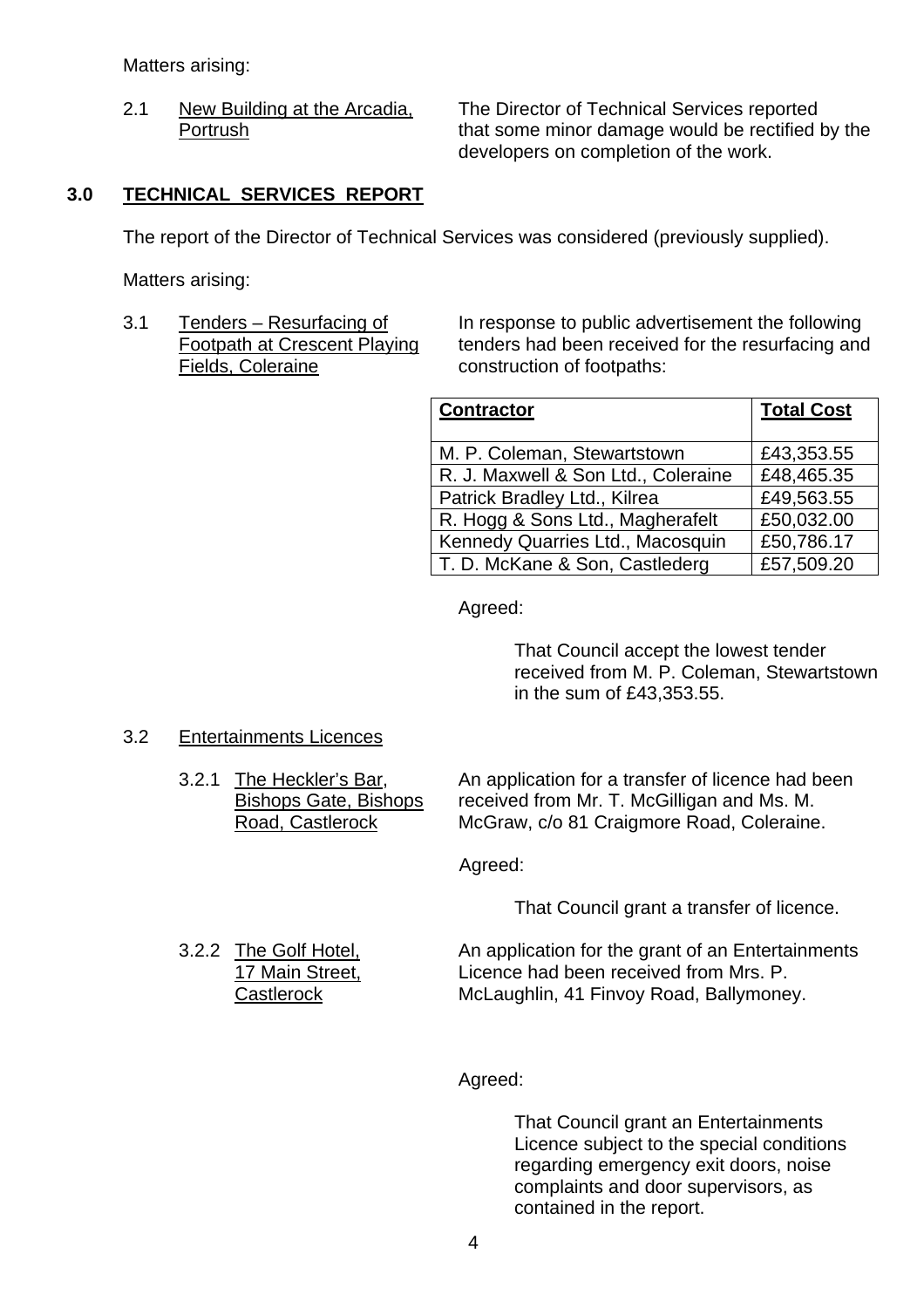Matters arising:

2.1 New Building at the Arcadia, Portrush

The Director of Technical Services reported that some minor damage would be rectified by the developers on completion of the work.

## 3.0 TECHNICAL SERVICES REPORT

The report of the Director of Technical Services was considered (previously supplied).

Matters arising:

3.1 Tenders – Resurfacing of Footpath at Crescent Playing Fields, Coleraine

In response to public advertisement the following tenders had been received for the resurfacing and construction of footpaths:

| Contractor | Total Cost |
|---|---|
| M. P. Coleman, Stewartstown | £43,353.55 |
| R. J. Maxwell & Son Ltd., Coleraine | £48,465.35 |
| Patrick Bradley Ltd., Kilrea | £49,563.55 |
| R. Hogg & Sons Ltd., Magherafelt | £50,032.00 |
| Kennedy Quarries Ltd., Macosquin | £50,786.17 |
| T. D. McKane & Son, Castlederg | £57,509.20 |

Agreed:

That Council accept the lowest tender received from M. P. Coleman, Stewartstown in the sum of £43,353.55.

3.2 Entertainments Licences

3.2.1 The Heckler's Bar, Bishops Gate, Bishops Road, Castlerock

An application for a transfer of licence had been received from Mr. T. McGilligan and Ms. M. McGraw, c/o 81 Craigmore Road, Coleraine.

Agreed:

That Council grant a transfer of licence.

3.2.2 The Golf Hotel, 17 Main Street, Castlerock

An application for the grant of an Entertainments Licence had been received from Mrs. P. McLaughlin, 41 Finvoy Road, Ballymoney.

Agreed:

That Council grant an Entertainments Licence subject to the special conditions regarding emergency exit doors, noise complaints and door supervisors, as contained in the report.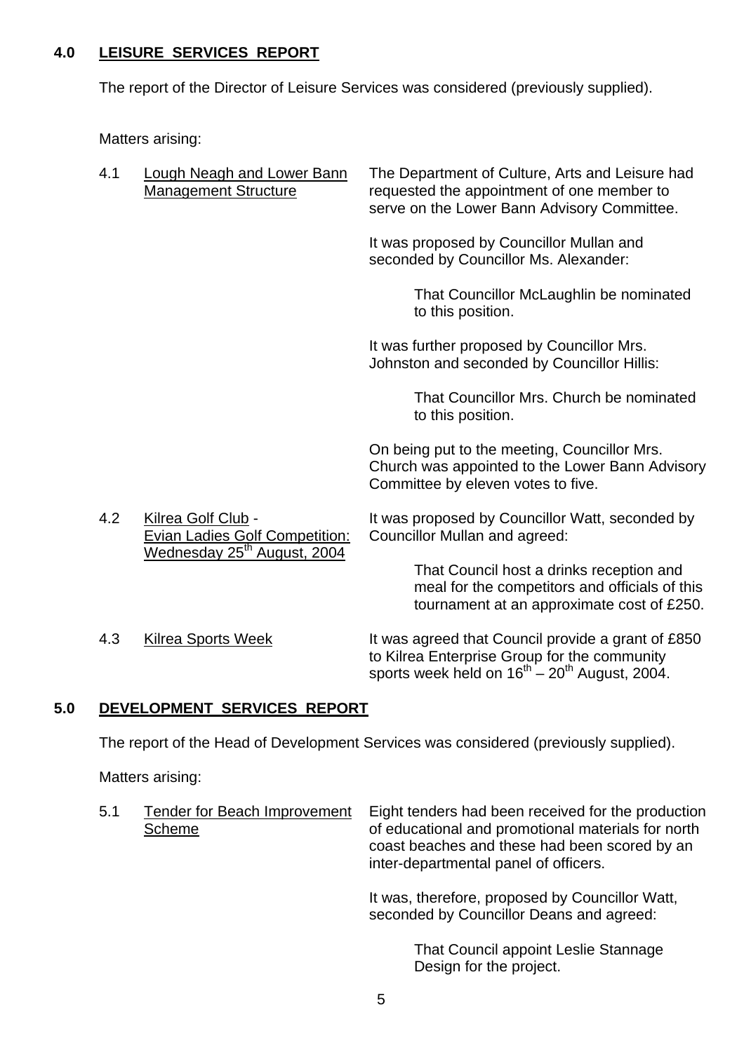## 4.0 LEISURE SERVICES REPORT

The report of the Director of Leisure Services was considered (previously supplied).

Matters arising:

4.1 Lough Neagh and Lower Bann Management Structure

The Department of Culture, Arts and Leisure had requested the appointment of one member to serve on the Lower Bann Advisory Committee.

It was proposed by Councillor Mullan and seconded by Councillor Ms. Alexander:

> That Councillor McLaughlin be nominated to this position.

It was further proposed by Councillor Mrs. Johnston and seconded by Councillor Hillis:

> That Councillor Mrs. Church be nominated to this position.

On being put to the meeting, Councillor Mrs. Church was appointed to the Lower Bann Advisory Committee by eleven votes to five.

4.2 Kilrea Golf Club - Evian Ladies Golf Competition: Wednesday 25th August, 2004

It was proposed by Councillor Watt, seconded by Councillor Mullan and agreed:

> That Council host a drinks reception and meal for the competitors and officials of this tournament at an approximate cost of £250.

4.3 Kilrea Sports Week

It was agreed that Council provide a grant of £850 to Kilrea Enterprise Group for the community sports week held on 16th – 20th August, 2004.

## 5.0 DEVELOPMENT SERVICES REPORT

The report of the Head of Development Services was considered (previously supplied).

Matters arising:

5.1 Tender for Beach Improvement Scheme

Eight tenders had been received for the production of educational and promotional materials for north coast beaches and these had been scored by an inter-departmental panel of officers.

It was, therefore, proposed by Councillor Watt, seconded by Councillor Deans and agreed:

> That Council appoint Leslie Stannage Design for the project.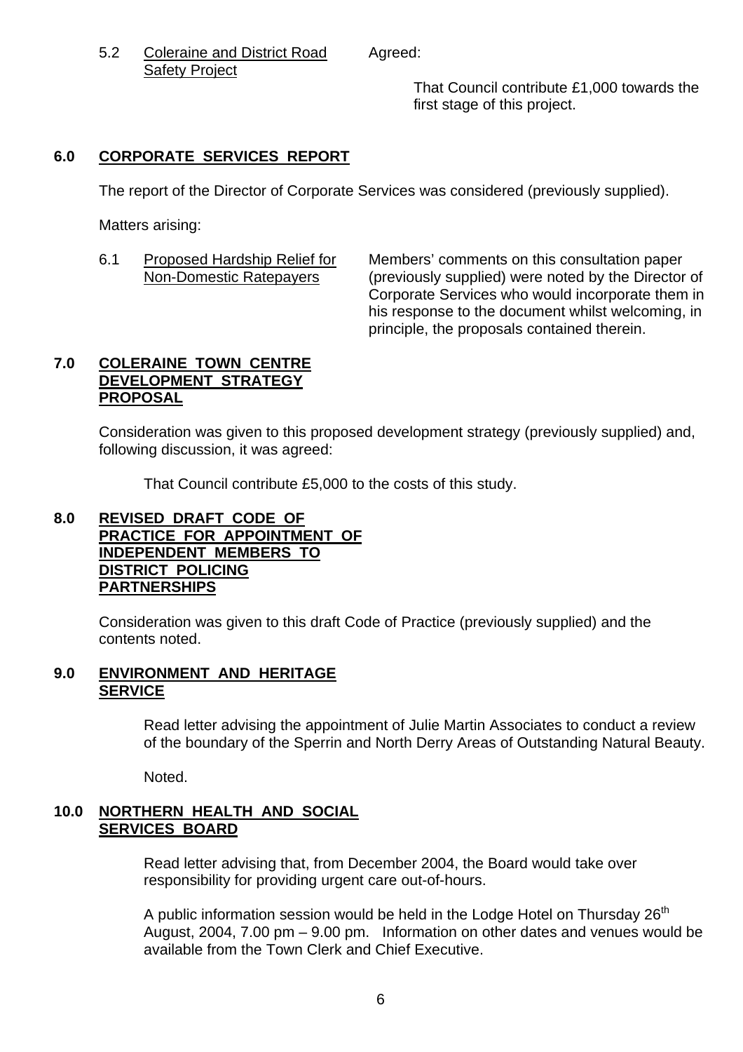5.2 Coraine and District Road Safety Project

Agreed:

That Council contribute £1,000 towards the first stage of this project.

## 6.0 CORPORATE SERVICES REPORT

The report of the Director of Corporate Services was considered (previously supplied).

Matters arising:

6.1 Proposed Hardship Relief for Non-Domestic Ratepayers

Members' comments on this consultation paper (previously supplied) were noted by the Director of Corporate Services who would incorporate them in his response to the document whilst welcoming, in principle, the proposals contained therein.

## 7.0 COLERAINE TOWN CENTRE DEVELOPMENT STRATEGY PROPOSAL

Consideration was given to this proposed development strategy (previously supplied) and, following discussion, it was agreed:

That Council contribute £5,000 to the costs of this study.

## 8.0 REVISED DRAFT CODE OF PRACTICE FOR APPOINTMENT OF INDEPENDENT MEMBERS TO DISTRICT POLICING PARTNERSHIPS

Consideration was given to this draft Code of Practice (previously supplied) and the contents noted.

## 9.0 ENVIRONMENT AND HERITAGE SERVICE

Read letter advising the appointment of Julie Martin Associates to conduct a review of the boundary of the Sperrin and North Derry Areas of Outstanding Natural Beauty.

Noted.

## 10.0 NORTHERN HEALTH AND SOCIAL SERVICES BOARD

Read letter advising that, from December 2004, the Board would take over responsibility for providing urgent care out-of-hours.

A public information session would be held in the Lodge Hotel on Thursday 26th August, 2004, 7.00 pm – 9.00 pm. Information on other dates and venues would be available from the Town Clerk and Chief Executive.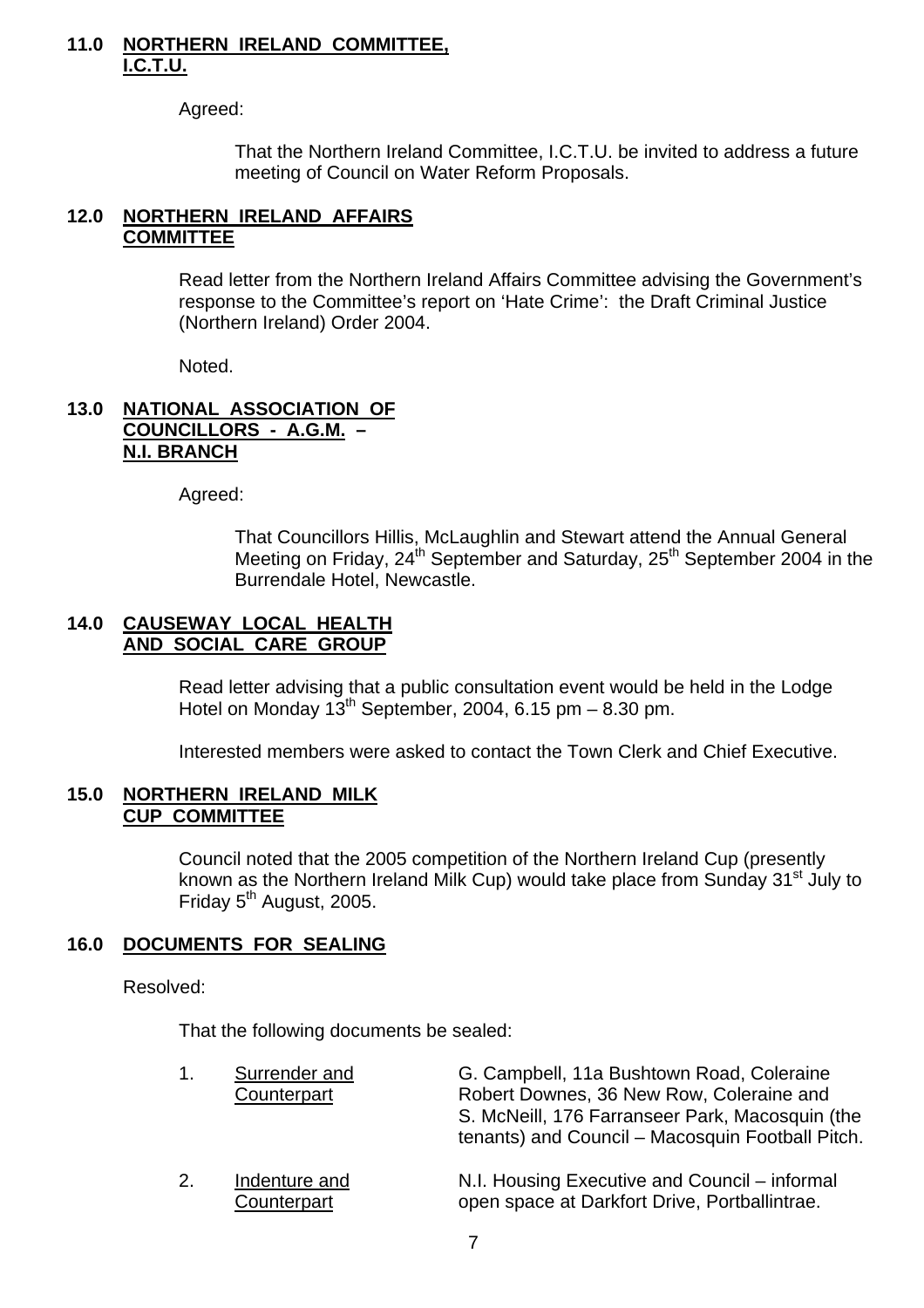## 11.0 NORTHERN IRELAND COMMITTEE, I.C.T.U.

Agreed:

That the Northern Ireland Committee, I.C.T.U. be invited to address a future meeting of Council on Water Reform Proposals.

## 12.0 NORTHERN IRELAND AFFAIRS COMMITTEE

Read letter from the Northern Ireland Affairs Committee advising the Government's response to the Committee's report on 'Hate Crime': the Draft Criminal Justice (Northern Ireland) Order 2004.

Noted.

## 13.0 NATIONAL ASSOCIATION OF COUNCILLORS - A.G.M. – N.I. BRANCH

Agreed:

That Councillors Hillis, McLaughlin and Stewart attend the Annual General Meeting on Friday, 24th September and Saturday, 25th September 2004 in the Burrendale Hotel, Newcastle.

## 14.0 CAUSEWAY LOCAL HEALTH AND SOCIAL CARE GROUP

Read letter advising that a public consultation event would be held in the Lodge Hotel on Monday 13th September, 2004, 6.15 pm – 8.30 pm.

Interested members were asked to contact the Town Clerk and Chief Executive.

## 15.0 NORTHERN IRELAND MILK CUP COMMITTEE

Council noted that the 2005 competition of the Northern Ireland Cup (presently known as the Northern Ireland Milk Cup) would take place from Sunday 31st July to Friday 5th August, 2005.

## 16.0 DOCUMENTS FOR SEALING

Resolved:

That the following documents be sealed:

1. Surrender and Counterpart — G. Campbell, 11a Bushtown Road, Coleraine Robert Downes, 36 New Row, Coleraine and S. McNeill, 176 Farranseer Park, Macosquin (the tenants) and Council – Macosquin Football Pitch.

2. Indenture and Counterpart — N.I. Housing Executive and Council – informal open space at Darkfort Drive, Portballintrae.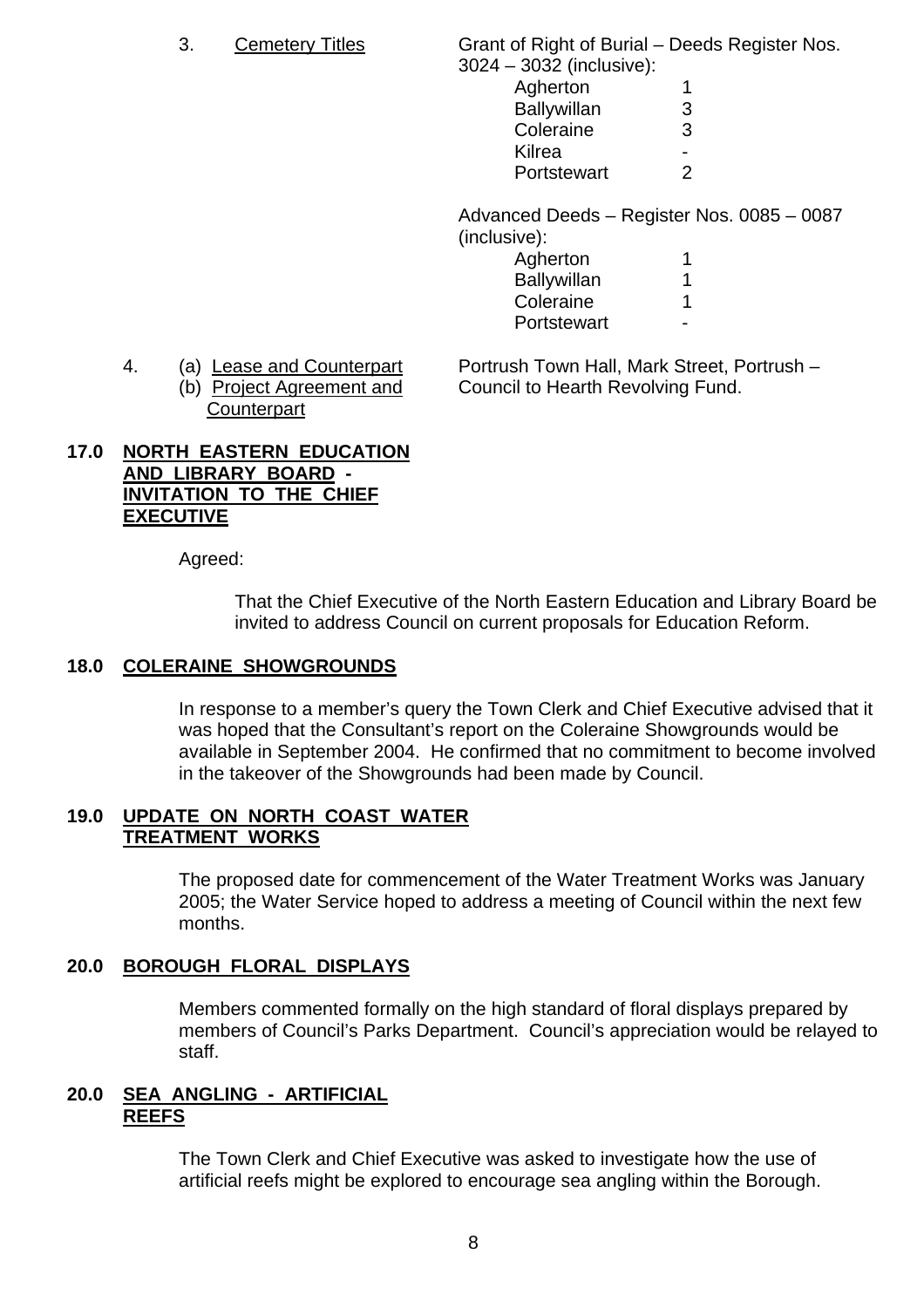3. Cemetery Titles

Grant of Right of Burial – Deeds Register Nos. 3024 – 3032 (inclusive):

| | |
|---|---|
| Agherton | 1 |
| Ballywillan | 3 |
| Coleraine | 3 |
| Kilrea | - |
| Portstewart | 2 |

Advanced Deeds – Register Nos. 0085 – 0087 (inclusive):

| | |
|---|---|
| Agherton | 1 |
| Ballywillan | 1 |
| Coleraine | 1 |
| Portstewart | - |

4. (a) Lease and Counterpart
   (b) Project Agreement and Counterpart

Portrush Town Hall, Mark Street, Portrush – Council to Hearth Revolving Fund.

## 17.0 NORTH EASTERN EDUCATION AND LIBRARY BOARD - INVITATION TO THE CHIEF EXECUTIVE

Agreed:

That the Chief Executive of the North Eastern Education and Library Board be invited to address Council on current proposals for Education Reform.

## 18.0 COLERAINE SHOWGROUNDS

In response to a member's query the Town Clerk and Chief Executive advised that it was hoped that the Consultant's report on the Coleraine Showgrounds would be available in September 2004. He confirmed that no commitment to become involved in the takeover of the Showgrounds had been made by Council.

## 19.0 UPDATE ON NORTH COAST WATER TREATMENT WORKS

The proposed date for commencement of the Water Treatment Works was January 2005; the Water Service hoped to address a meeting of Council within the next few months.

## 20.0 BOROUGH FLORAL DISPLAYS

Members commented formally on the high standard of floral displays prepared by members of Council's Parks Department. Council's appreciation would be relayed to staff.

## 20.0 SEA ANGLING - ARTIFICIAL REEFS

The Town Clerk and Chief Executive was asked to investigate how the use of artificial reefs might be explored to encourage sea angling within the Borough.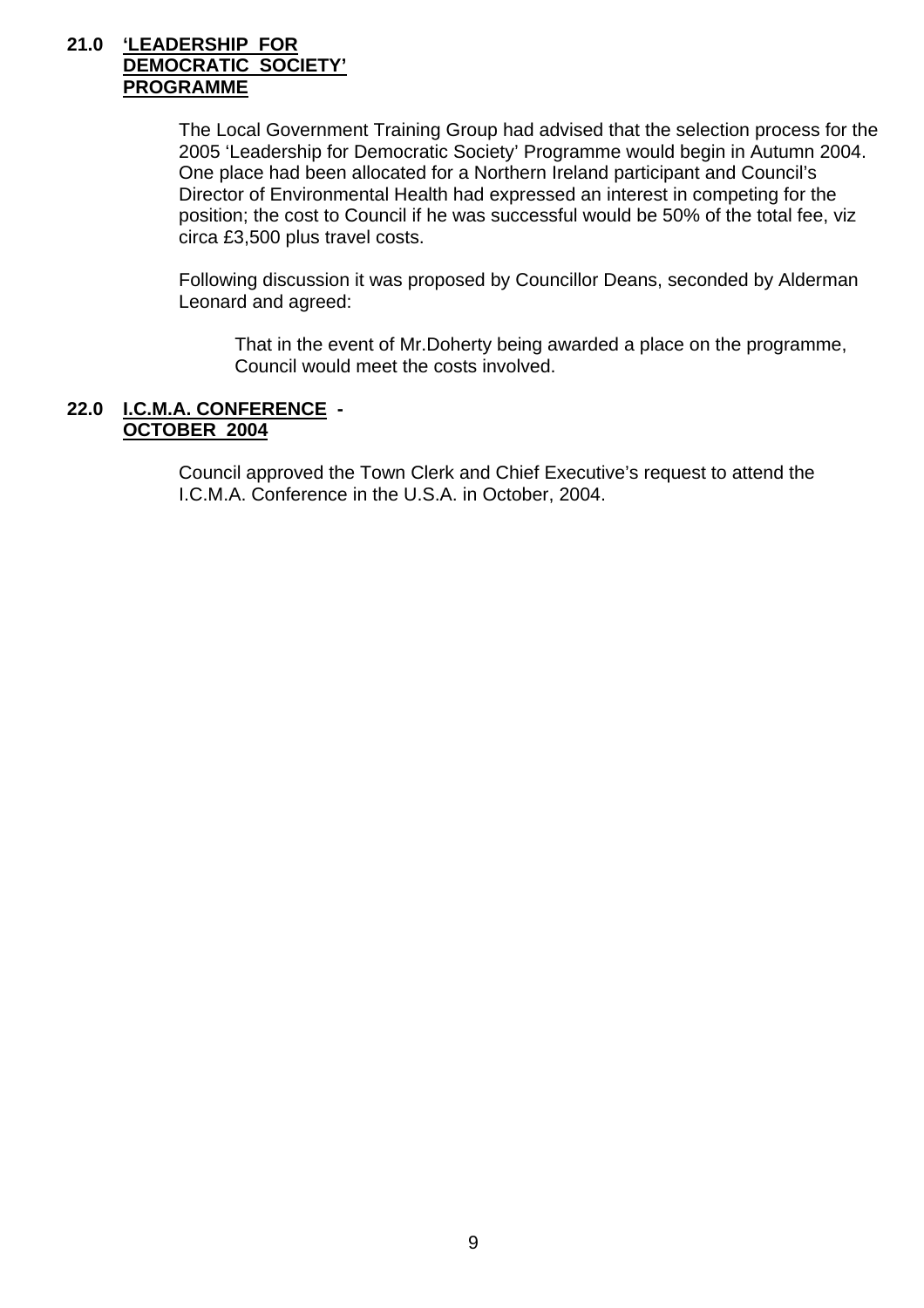**21.0 'LEADERSHIP FOR DEMOCRATIC SOCIETY' PROGRAMME**

The Local Government Training Group had advised that the selection process for the 2005 'Leadership for Democratic Society' Programme would begin in Autumn 2004. One place had been allocated for a Northern Ireland participant and Council's Director of Environmental Health had expressed an interest in competing for the position; the cost to Council if he was successful would be 50% of the total fee, viz circa £3,500 plus travel costs.

Following discussion it was proposed by Councillor Deans, seconded by Alderman Leonard and agreed:

> That in the event of Mr.Doherty being awarded a place on the programme, Council would meet the costs involved.

**22.0 I.C.M.A. CONFERENCE - OCTOBER 2004**

Council approved the Town Clerk and Chief Executive's request to attend the I.C.M.A. Conference in the U.S.A. in October, 2004.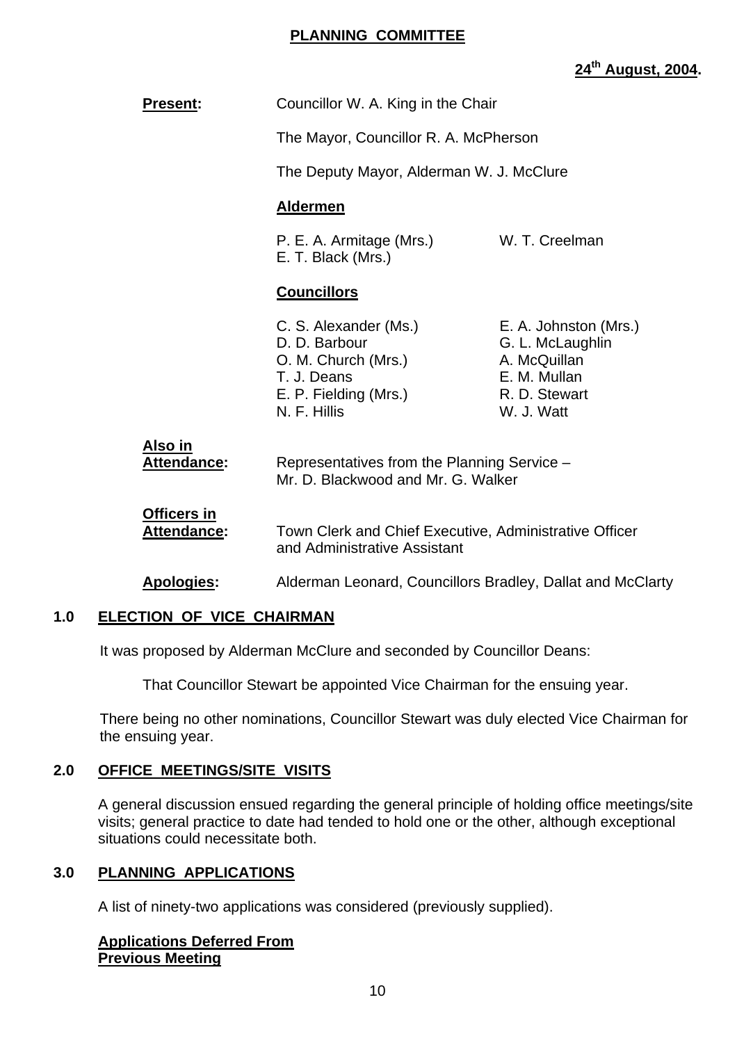**PLANNING COMMITTEE**

**24th August, 2004.**

**Present:** Councillor W. A. King in the Chair

The Mayor, Councillor R. A. McPherson

The Deputy Mayor, Alderman W. J. McClure

**Aldermen**

P. E. A. Armitage (Mrs.)
W. T. Creelman
E. T. Black (Mrs.)

**Councillors**

C. S. Alexander (Ms.)
E. A. Johnston (Mrs.)
D. D. Barbour
G. L. McLaughlin
O. M. Church (Mrs.)
A. McQuillan
T. J. Deans
E. M. Mullan
E. P. Fielding (Mrs.)
R. D. Stewart
N. F. Hillis
W. J. Watt

**Also in Attendance:** Representatives from the Planning Service – Mr. D. Blackwood and Mr. G. Walker

**Officers in Attendance:** Town Clerk and Chief Executive, Administrative Officer and Administrative Assistant

**Apologies:** Alderman Leonard, Councillors Bradley, Dallat and McClarty

## 1.0 ELECTION OF VICE CHAIRMAN

It was proposed by Alderman McClure and seconded by Councillor Deans:

That Councillor Stewart be appointed Vice Chairman for the ensuing year.

There being no other nominations, Councillor Stewart was duly elected Vice Chairman for the ensuing year.

## 2.0 OFFICE MEETINGS/SITE VISITS

A general discussion ensued regarding the general principle of holding office meetings/site visits; general practice to date had tended to hold one or the other, although exceptional situations could necessitate both.

## 3.0 PLANNING APPLICATIONS

A list of ninety-two applications was considered (previously supplied).

**Applications Deferred From Previous Meeting**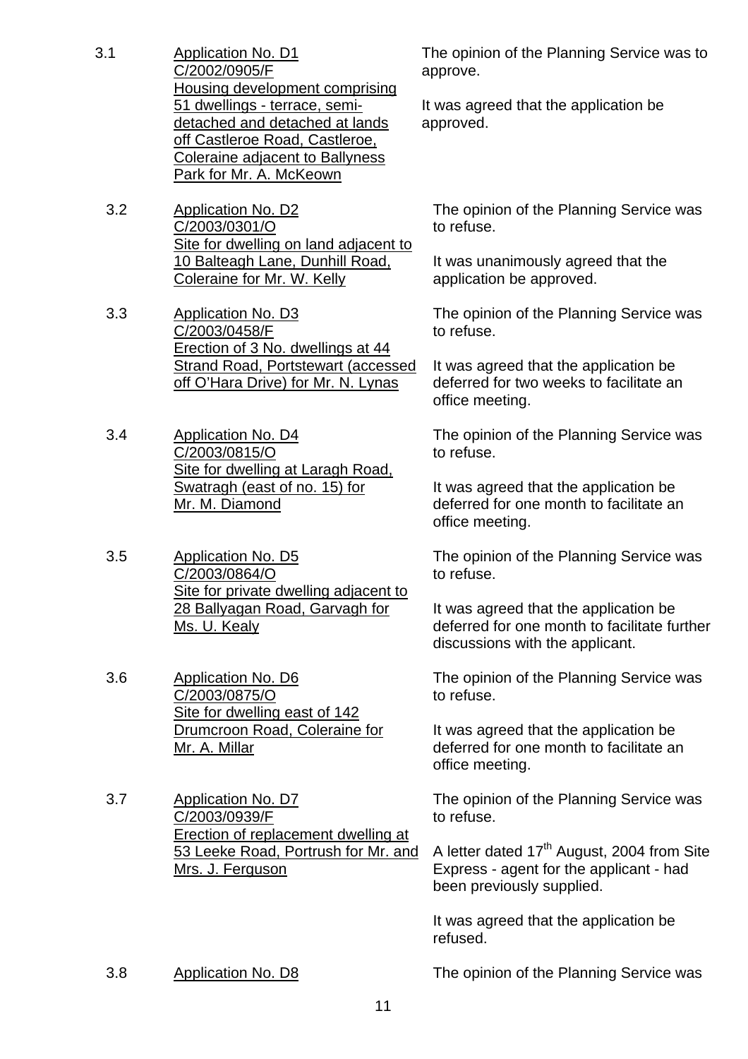3.1 Application No. D1
C/2002/0905/F
Housing development comprising 51 dwellings - terrace, semi-detached and detached at lands off Castleroe Road, Castleroe, Coleraine adjacent to Ballyness Park for Mr. A. McKeown

The opinion of the Planning Service was to approve.

It was agreed that the application be approved.

3.2 Application No. D2
C/2003/0301/O
Site for dwelling on land adjacent to 10 Balteagh Lane, Dunhill Road, Coleraine for Mr. W. Kelly

The opinion of the Planning Service was to refuse.

It was unanimously agreed that the application be approved.

3.3 Application No. D3
C/2003/0458/F
Erection of 3 No. dwellings at 44 Strand Road, Portstewart (accessed off O'Hara Drive) for Mr. N. Lynas

The opinion of the Planning Service was to refuse.

It was agreed that the application be deferred for two weeks to facilitate an office meeting.

3.4 Application No. D4
C/2003/0815/O
Site for dwelling at Laragh Road, Swatragh (east of no. 15) for Mr. M. Diamond

The opinion of the Planning Service was to refuse.

It was agreed that the application be deferred for one month to facilitate an office meeting.

3.5 Application No. D5
C/2003/0864/O
Site for private dwelling adjacent to 28 Ballyagan Road, Garvagh for Ms. U. Kealy

The opinion of the Planning Service was to refuse.

It was agreed that the application be deferred for one month to facilitate further discussions with the applicant.

3.6 Application No. D6
C/2003/0875/O
Site for dwelling east of 142 Drumcroon Road, Coleraine for Mr. A. Millar

The opinion of the Planning Service was to refuse.

It was agreed that the application be deferred for one month to facilitate an office meeting.

3.7 Application No. D7
C/2003/0939/F
Erection of replacement dwelling at 53 Leeke Road, Portrush for Mr. and Mrs. J. Ferguson

The opinion of the Planning Service was to refuse.

A letter dated 17th August, 2004 from Site Express - agent for the applicant - had been previously supplied.

It was agreed that the application be refused.

3.8 Application No. D8

The opinion of the Planning Service was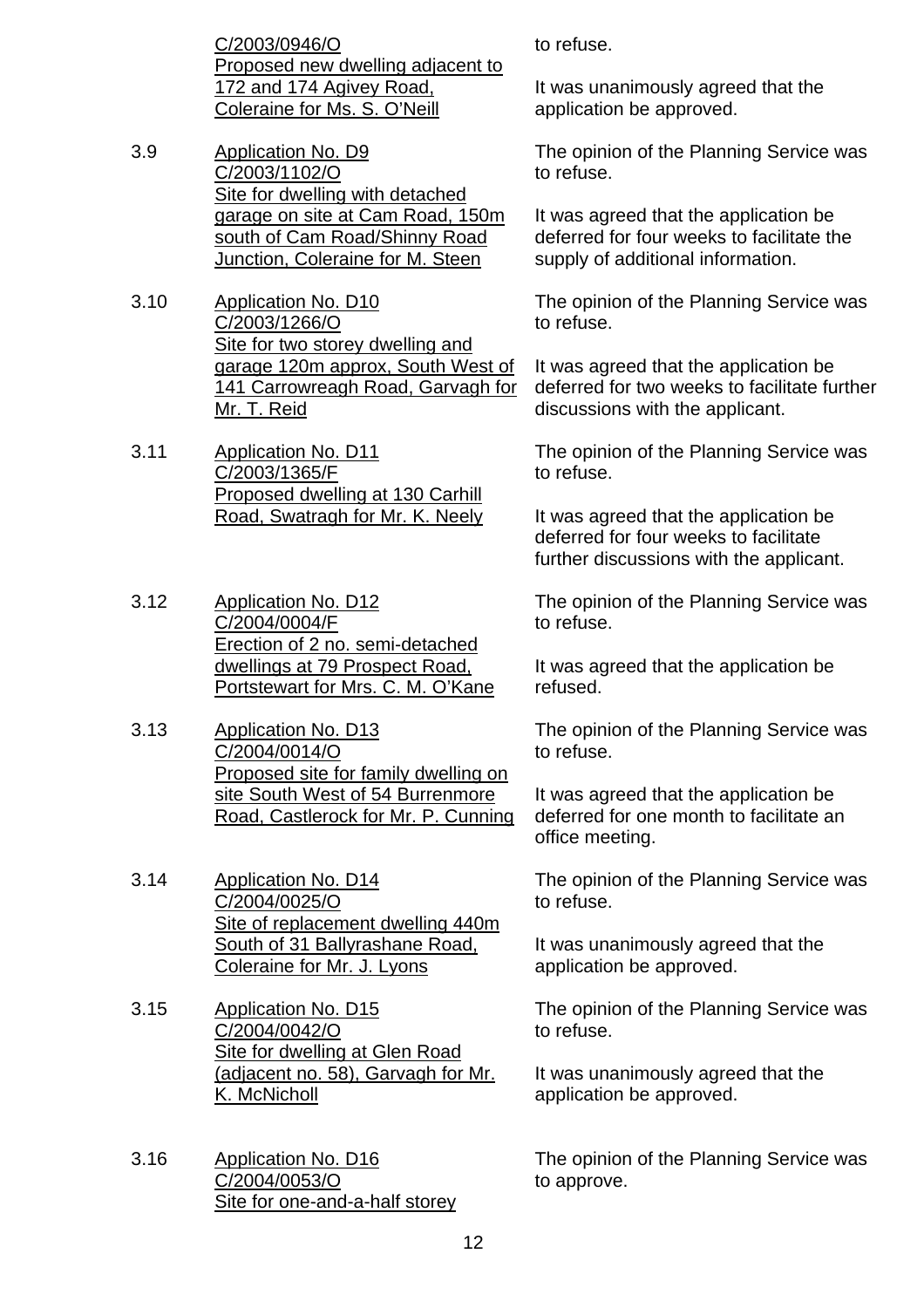<u>C/2003/0946/O</u>
<u>Proposed new dwelling adjacent to 172 and 174 Agivey Road, Coleraine for Ms. S. O'Neill</u>

to refuse.

It was unanimously agreed that the application be approved.

3.9 <u>Application No. D9</u>
<u>C/2003/1102/O</u>
<u>Site for dwelling with detached garage on site at Cam Road, 150m south of Cam Road/Shinny Road Junction, Coleraine for M. Steen</u>

The opinion of the Planning Service was to refuse.

It was agreed that the application be deferred for four weeks to facilitate the supply of additional information.

3.10 <u>Application No. D10</u>
<u>C/2003/1266/O</u>
<u>Site for two storey dwelling and garage 120m approx, South West of 141 Carrowreagh Road, Garvagh for Mr. T. Reid</u>

The opinion of the Planning Service was to refuse.

It was agreed that the application be deferred for two weeks to facilitate further discussions with the applicant.

3.11 <u>Application No. D11</u>
<u>C/2003/1365/F</u>
<u>Proposed dwelling at 130 Carhill Road, Swatragh for Mr. K. Neely</u>

The opinion of the Planning Service was to refuse.

It was agreed that the application be deferred for four weeks to facilitate further discussions with the applicant.

3.12 <u>Application No. D12</u>
<u>C/2004/0004/F</u>
<u>Erection of 2 no. semi-detached dwellings at 79 Prospect Road, Portstewart for Mrs. C. M. O'Kane</u>

The opinion of the Planning Service was to refuse.

It was agreed that the application be refused.

3.13 <u>Application No. D13</u>
<u>C/2004/0014/O</u>
<u>Proposed site for family dwelling on site South West of 54 Burrenmore Road, Castlerock for Mr. P. Cunning</u>

The opinion of the Planning Service was to refuse.

It was agreed that the application be deferred for one month to facilitate an office meeting.

3.14 <u>Application No. D14</u>
<u>C/2004/0025/O</u>
<u>Site of replacement dwelling 440m South of 31 Ballyrashane Road, Coleraine for Mr. J. Lyons</u>

The opinion of the Planning Service was to refuse.

It was unanimously agreed that the application be approved.

3.15 <u>Application No. D15</u>
<u>C/2004/0042/O</u>
<u>Site for dwelling at Glen Road (adjacent no. 58), Garvagh for Mr. K. McNicholl</u>

The opinion of the Planning Service was to refuse.

It was unanimously agreed that the application be approved.

3.16 <u>Application No. D16</u>
<u>C/2004/0053/O</u>
<u>Site for one-and-a-half storey</u>

The opinion of the Planning Service was to approve.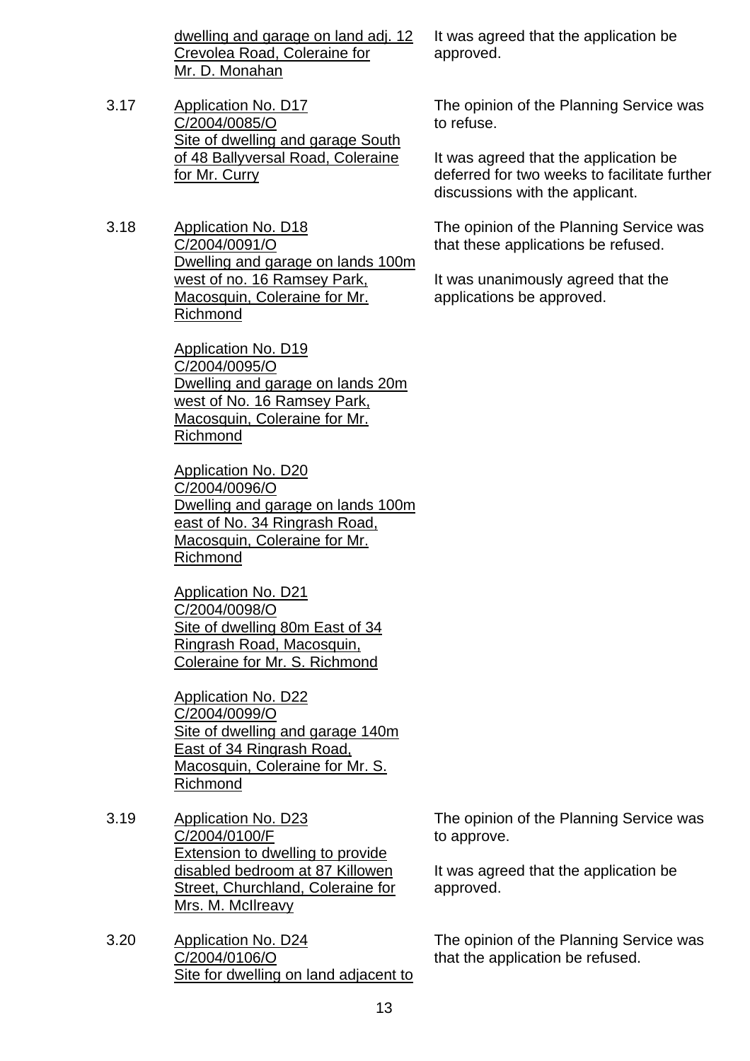| | | |
|---|---|---|
| | dwelling and garage on land adj. 12 Crevolea Road, Coleraine for Mr. D. Monahan | It was agreed that the application be approved. |
| 3.17 | Application No. D17<br>C/2004/0085/O<br>Site of dwelling and garage South of 48 Ballyversal Road, Coleraine for Mr. Curry | The opinion of the Planning Service was to refuse.<br><br>It was agreed that the application be deferred for two weeks to facilitate further discussions with the applicant. |
| 3.18 | Application No. D18<br>C/2004/0091/O<br>Dwelling and garage on lands 100m west of no. 16 Ramsey Park, Macosquin, Coleraine for Mr. Richmond<br><br>Application No. D19<br>C/2004/0095/O<br>Dwelling and garage on lands 20m west of No. 16 Ramsey Park, Macosquin, Coleraine for Mr. Richmond<br><br>Application No. D20<br>C/2004/0096/O<br>Dwelling and garage on lands 100m east of No. 34 Ringrash Road, Macosquin, Coleraine for Mr. Richmond<br><br>Application No. D21<br>C/2004/0098/O<br>Site of dwelling 80m East of 34 Ringrash Road, Macosquin, Coleraine for Mr. S. Richmond<br><br>Application No. D22<br>C/2004/0099/O<br>Site of dwelling and garage 140m East of 34 Ringrash Road, Macosquin, Coleraine for Mr. S. Richmond | The opinion of the Planning Service was that these applications be refused.<br><br>It was unanimously agreed that the applications be approved. |
| 3.19 | Application No. D23<br>C/2004/0100/F<br>Extension to dwelling to provide disabled bedroom at 87 Killowen Street, Churchland, Coleraine for Mrs. M. McIlreavy | The opinion of the Planning Service was to approve.<br><br>It was agreed that the application be approved. |
| 3.20 | Application No. D24<br>C/2004/0106/O<br>Site for dwelling on land adjacent to | The opinion of the Planning Service was that the application be refused. |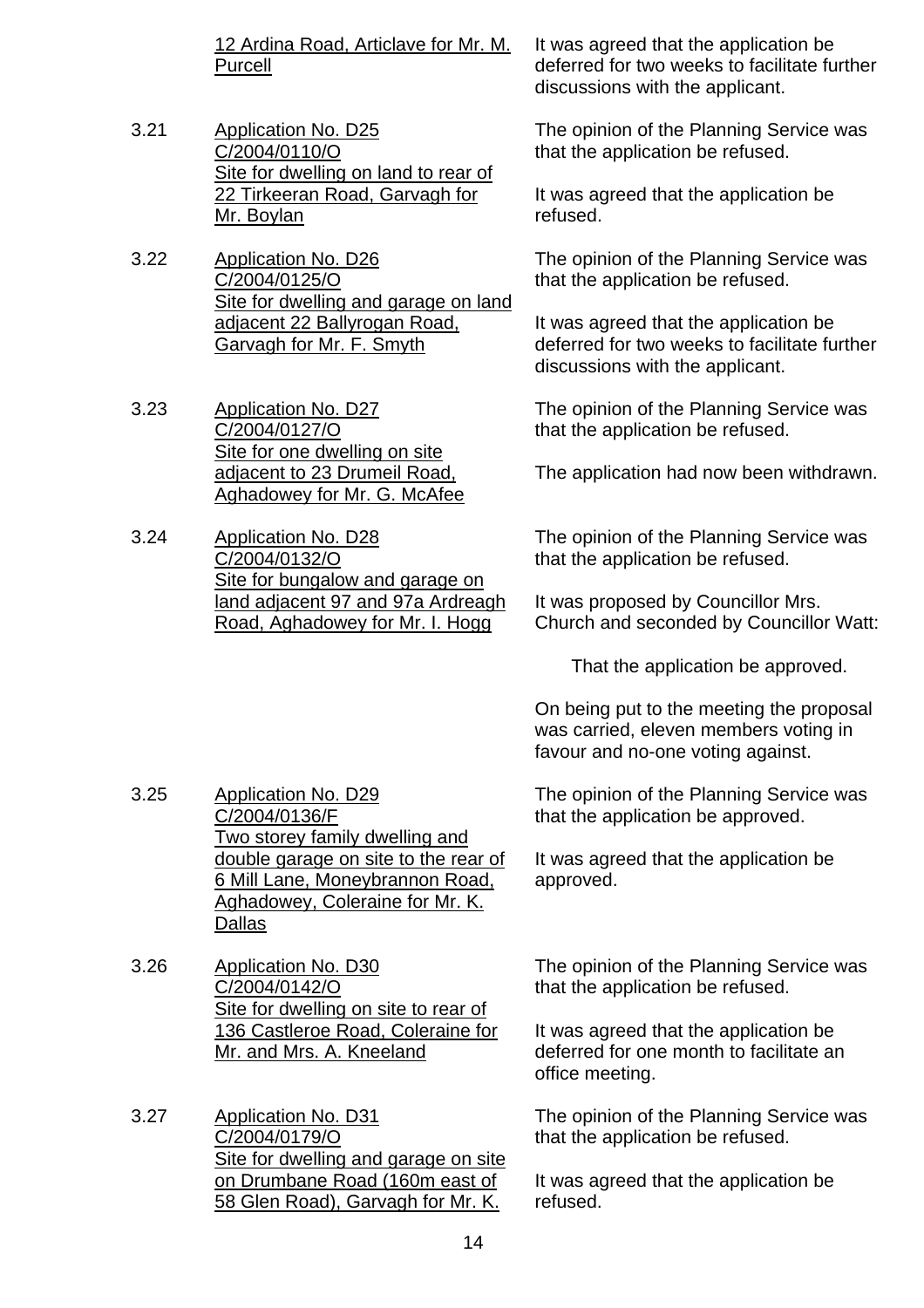| | | |
|---|---|---|
| | 12 Ardina Road, Articlave for Mr. M. Purcell | It was agreed that the application be deferred for two weeks to facilitate further discussions with the applicant. |
| 3.21 | Application No. D25<br>C/2004/0110/O<br>Site for dwelling on land to rear of 22 Tirkeeran Road, Garvagh for Mr. Boylan | The opinion of the Planning Service was that the application be refused.<br><br>It was agreed that the application be refused. |
| 3.22 | Application No. D26<br>C/2004/0125/O<br>Site for dwelling and garage on land adjacent 22 Ballyrogan Road, Garvagh for Mr. F. Smyth | The opinion of the Planning Service was that the application be refused.<br><br>It was agreed that the application be deferred for two weeks to facilitate further discussions with the applicant. |
| 3.23 | Application No. D27<br>C/2004/0127/O<br>Site for one dwelling on site adjacent to 23 Drumeil Road, Aghadowey for Mr. G. McAfee | The opinion of the Planning Service was that the application be refused.<br><br>The application had now been withdrawn. |
| 3.24 | Application No. D28<br>C/2004/0132/O<br>Site for bungalow and garage on land adjacent 97 and 97a Ardreagh Road, Aghadowey for Mr. I. Hogg | The opinion of the Planning Service was that the application be refused.<br><br>It was proposed by Councillor Mrs. Church and seconded by Councillor Watt:<br><br>That the application be approved.<br><br>On being put to the meeting the proposal was carried, eleven members voting in favour and no-one voting against. |
| 3.25 | Application No. D29<br>C/2004/0136/F<br>Two storey family dwelling and double garage on site to the rear of 6 Mill Lane, Moneybrannon Road, Aghadowey, Coleraine for Mr. K. Dallas | The opinion of the Planning Service was that the application be approved.<br><br>It was agreed that the application be approved. |
| 3.26 | Application No. D30<br>C/2004/0142/O<br>Site for dwelling on site to rear of 136 Castleroe Road, Coleraine for Mr. and Mrs. A. Kneeland | The opinion of the Planning Service was that the application be refused.<br><br>It was agreed that the application be deferred for one month to facilitate an office meeting. |
| 3.27 | Application No. D31<br>C/2004/0179/O<br>Site for dwelling and garage on site on Drumbane Road (160m east of 58 Glen Road), Garvagh for Mr. K. | The opinion of the Planning Service was that the application be refused.<br><br>It was agreed that the application be refused. |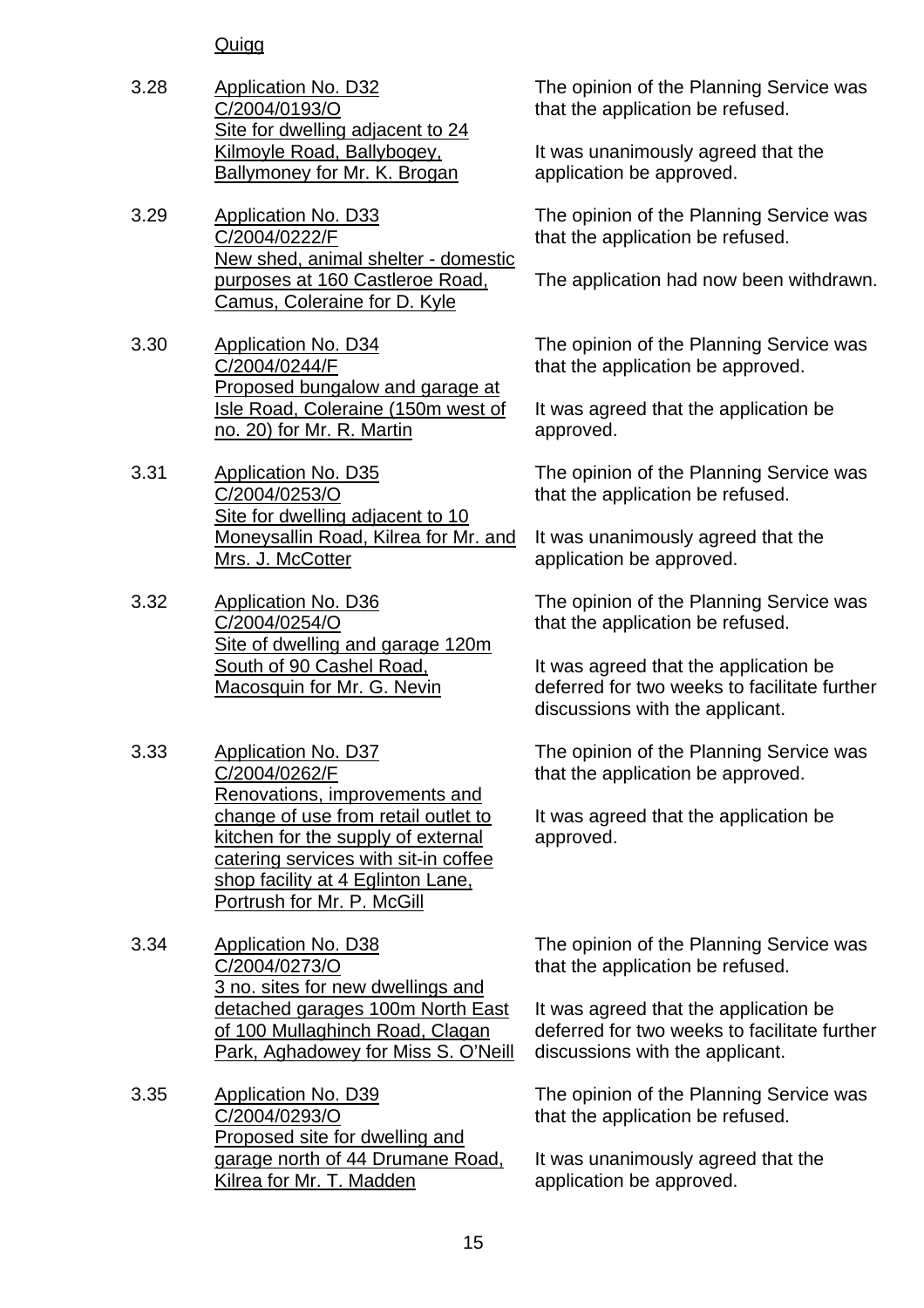Quigg

3.28 Application No. D32
C/2004/0193/O
Site for dwelling adjacent to 24 Kilmoyle Road, Ballybogey, Ballymoney for Mr. K. Brogan

The opinion of the Planning Service was that the application be refused.

It was unanimously agreed that the application be approved.

3.29 Application No. D33
C/2004/0222/F
New shed, animal shelter - domestic purposes at 160 Castleroe Road, Camus, Coleraine for D. Kyle

The opinion of the Planning Service was that the application be refused.

The application had now been withdrawn.

3.30 Application No. D34
C/2004/0244/F
Proposed bungalow and garage at Isle Road, Coleraine (150m west of no. 20) for Mr. R. Martin

The opinion of the Planning Service was that the application be approved.

It was agreed that the application be approved.

3.31 Application No. D35
C/2004/0253/O
Site for dwelling adjacent to 10 Moneysallin Road, Kilrea for Mr. and Mrs. J. McCotter

The opinion of the Planning Service was that the application be refused.

It was unanimously agreed that the application be approved.

3.32 Application No. D36
C/2004/0254/O
Site of dwelling and garage 120m South of 90 Cashel Road, Macosquin for Mr. G. Nevin

The opinion of the Planning Service was that the application be refused.

It was agreed that the application be deferred for two weeks to facilitate further discussions with the applicant.

3.33 Application No. D37
C/2004/0262/F
Renovations, improvements and change of use from retail outlet to kitchen for the supply of external catering services with sit-in coffee shop facility at 4 Eglinton Lane, Portrush for Mr. P. McGill

The opinion of the Planning Service was that the application be approved.

It was agreed that the application be approved.

3.34 Application No. D38
C/2004/0273/O
3 no. sites for new dwellings and detached garages 100m North East of 100 Mullaghinch Road, Clagan Park, Aghadowey for Miss S. O'Neill

The opinion of the Planning Service was that the application be refused.

It was agreed that the application be deferred for two weeks to facilitate further discussions with the applicant.

3.35 Application No. D39
C/2004/0293/O
Proposed site for dwelling and garage north of 44 Drumane Road, Kilrea for Mr. T. Madden

The opinion of the Planning Service was that the application be refused.

It was unanimously agreed that the application be approved.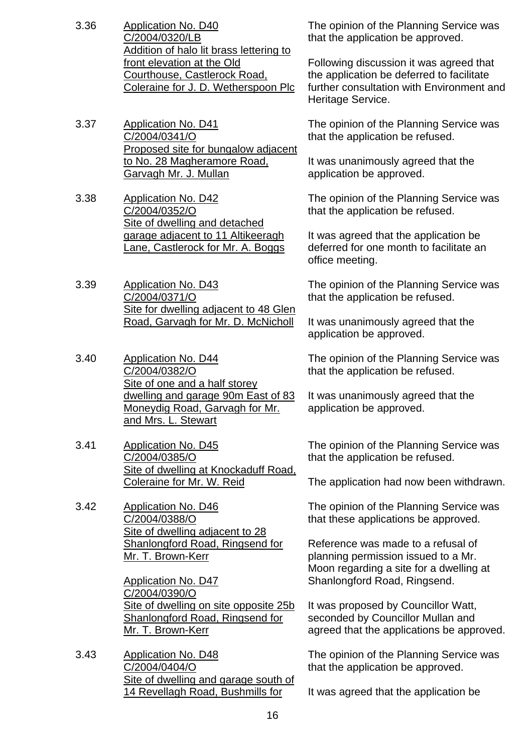3.36 <u>Application No. D40</u>
<u>C/2004/0320/LB</u>
<u>Addition of halo lit brass lettering to front elevation at the Old Courthouse, Castlerock Road, Coleraine for J. D. Wetherspoon Plc</u>

The opinion of the Planning Service was that the application be approved.

Following discussion it was agreed that the application be deferred to facilitate further consultation with Environment and Heritage Service.

3.37 <u>Application No. D41</u>
<u>C/2004/0341/O</u>
<u>Proposed site for bungalow adjacent to No. 28 Magheramore Road, Garvagh Mr. J. Mullan</u>

The opinion of the Planning Service was that the application be refused.

It was unanimously agreed that the application be approved.

3.38 <u>Application No. D42</u>
<u>C/2004/0352/O</u>
<u>Site of dwelling and detached garage adjacent to 11 Altikeeragh Lane, Castlerock for Mr. A. Boggs</u>

The opinion of the Planning Service was that the application be refused.

It was agreed that the application be deferred for one month to facilitate an office meeting.

3.39 <u>Application No. D43</u>
<u>C/2004/0371/O</u>
<u>Site for dwelling adjacent to 48 Glen Road, Garvagh for Mr. D. McNicholl</u>

The opinion of the Planning Service was that the application be refused.

It was unanimously agreed that the application be approved.

3.40 <u>Application No. D44</u>
<u>C/2004/0382/O</u>
<u>Site of one and a half storey dwelling and garage 90m East of 83 Moneydig Road, Garvagh for Mr. and Mrs. L. Stewart</u>

The opinion of the Planning Service was that the application be refused.

It was unanimously agreed that the application be approved.

3.41 <u>Application No. D45</u>
<u>C/2004/0385/O</u>
<u>Site of dwelling at Knockaduff Road, Coleraine for Mr. W. Reid</u>

The opinion of the Planning Service was that the application be refused.

The application had now been withdrawn.

3.42 <u>Application No. D46</u>
<u>C/2004/0388/O</u>
<u>Site of dwelling adjacent to 28 Shanlongford Road, Ringsend for Mr. T. Brown-Kerr</u>

<u>Application No. D47</u>
<u>C/2004/0390/O</u>
<u>Site of dwelling on site opposite 25b Shanlongford Road, Ringsend for Mr. T. Brown-Kerr</u>

The opinion of the Planning Service was that these applications be approved.

Reference was made to a refusal of planning permission issued to a Mr. Moon regarding a site for a dwelling at Shanlongford Road, Ringsend.

It was proposed by Councillor Watt, seconded by Councillor Mullan and agreed that the applications be approved.

3.43 <u>Application No. D48</u>
<u>C/2004/0404/O</u>
<u>Site of dwelling and garage south of 14 Revellagh Road, Bushmills for</u>

The opinion of the Planning Service was that the application be approved.

It was agreed that the application be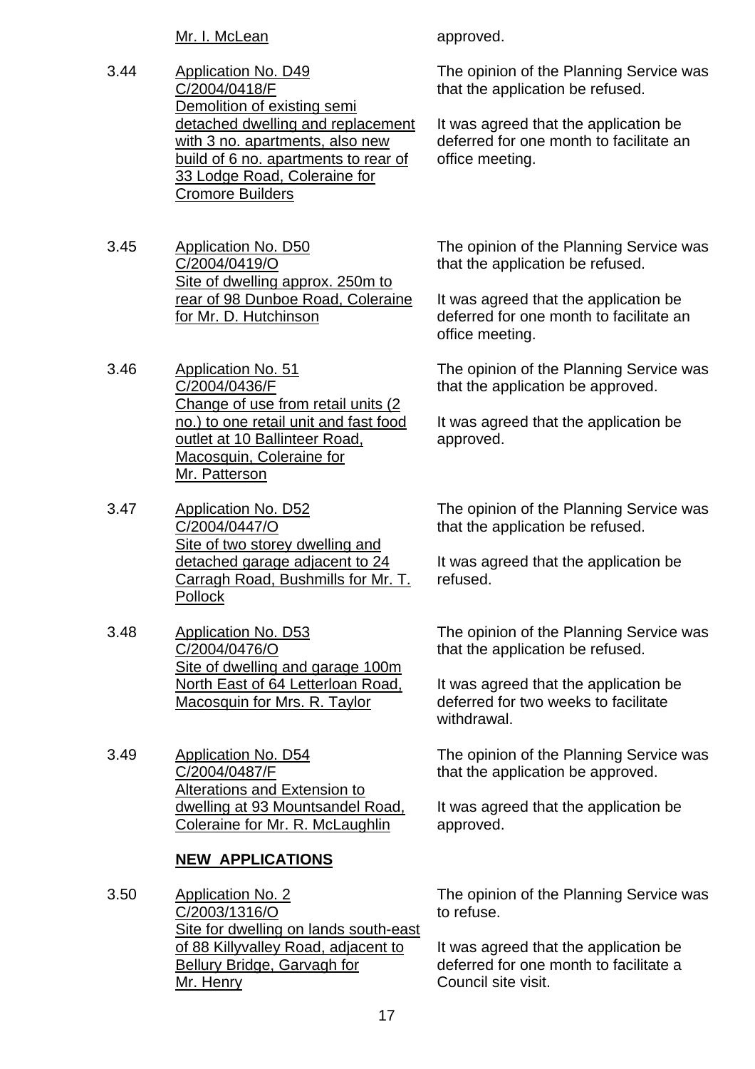Mr. I. McLean — approved.

3.44 Application No. D49
C/2004/0418/F
Demolition of existing semi detached dwelling and replacement with 3 no. apartments, also new build of 6 no. apartments to rear of 33 Lodge Road, Coleraine for Cromore Builders

The opinion of the Planning Service was that the application be refused.

It was agreed that the application be deferred for one month to facilitate an office meeting.

3.45 Application No. D50
C/2004/0419/O
Site of dwelling approx. 250m to rear of 98 Dunboe Road, Coleraine for Mr. D. Hutchinson

The opinion of the Planning Service was that the application be refused.

It was agreed that the application be deferred for one month to facilitate an office meeting.

3.46 Application No. 51
C/2004/0436/F
Change of use from retail units (2 no.) to one retail unit and fast food outlet at 10 Ballinteer Road, Macosquin, Coleraine for Mr. Patterson

The opinion of the Planning Service was that the application be approved.

It was agreed that the application be approved.

3.47 Application No. D52
C/2004/0447/O
Site of two storey dwelling and detached garage adjacent to 24 Carragh Road, Bushmills for Mr. T. Pollock

The opinion of the Planning Service was that the application be refused.

It was agreed that the application be refused.

3.48 Application No. D53
C/2004/0476/O
Site of dwelling and garage 100m North East of 64 Letterloan Road, Macosquin for Mrs. R. Taylor

The opinion of the Planning Service was that the application be refused.

It was agreed that the application be deferred for two weeks to facilitate withdrawal.

3.49 Application No. D54
C/2004/0487/F
Alterations and Extension to dwelling at 93 Mountsandel Road, Coleraine for Mr. R. McLaughlin

The opinion of the Planning Service was that the application be approved.

It was agreed that the application be approved.

**NEW APPLICATIONS**

3.50 Application No. 2
C/2003/1316/O
Site for dwelling on lands south-east of 88 Killyvalley Road, adjacent to Bellury Bridge, Garvagh for Mr. Henry

The opinion of the Planning Service was to refuse.

It was agreed that the application be deferred for one month to facilitate a Council site visit.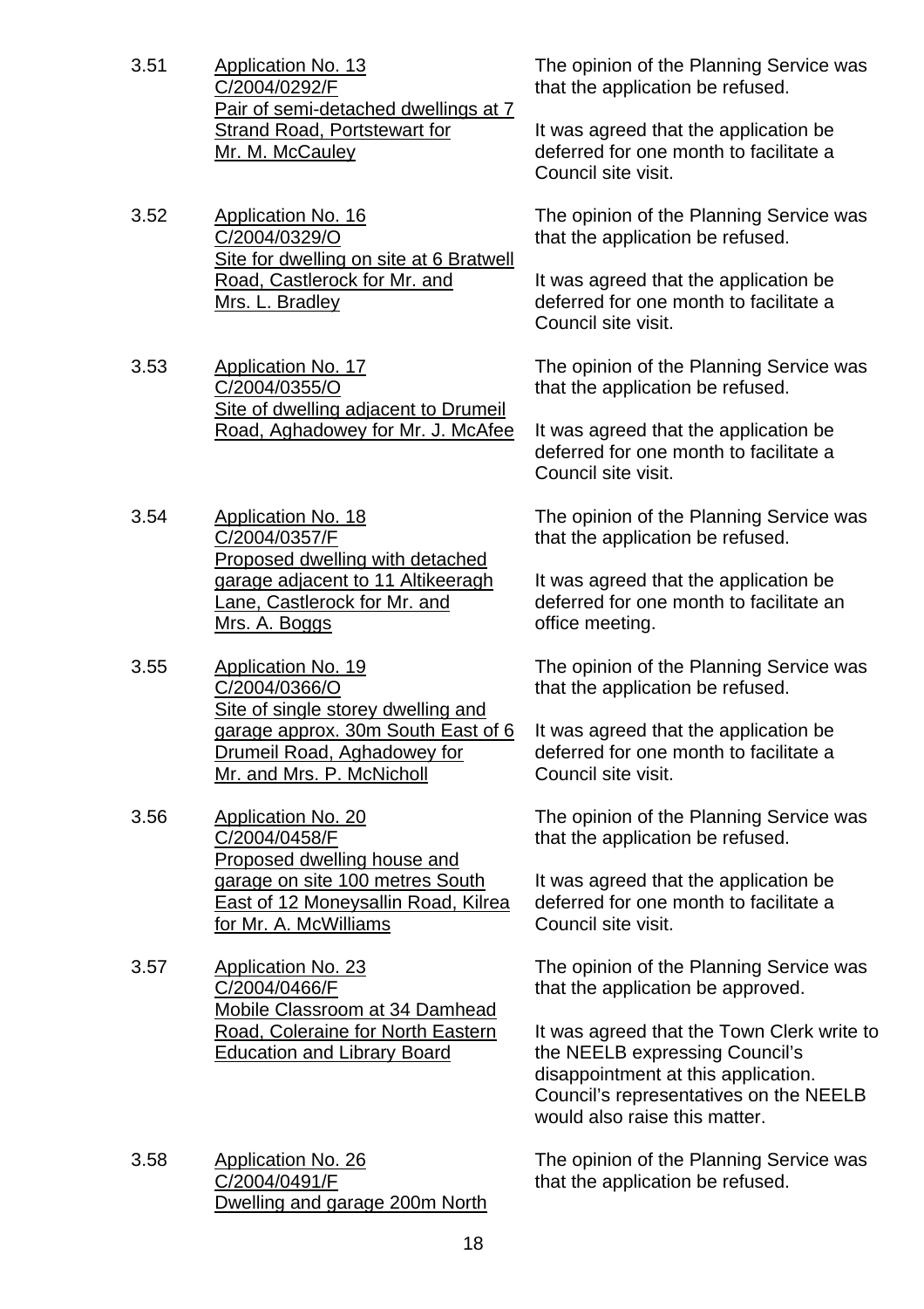3.51 Application No. 13
C/2004/0292/F
Pair of semi-detached dwellings at 7 Strand Road, Portstewart for Mr. M. McCauley

The opinion of the Planning Service was that the application be refused.

It was agreed that the application be deferred for one month to facilitate a Council site visit.

3.52 Application No. 16
C/2004/0329/O
Site for dwelling on site at 6 Bratwell Road, Castlerock for Mr. and Mrs. L. Bradley

The opinion of the Planning Service was that the application be refused.

It was agreed that the application be deferred for one month to facilitate a Council site visit.

3.53 Application No. 17
C/2004/0355/O
Site of dwelling adjacent to Drumeil Road, Aghadowey for Mr. J. McAfee

The opinion of the Planning Service was that the application be refused.

It was agreed that the application be deferred for one month to facilitate a Council site visit.

3.54 Application No. 18
C/2004/0357/F
Proposed dwelling with detached garage adjacent to 11 Altikeeragh Lane, Castlerock for Mr. and Mrs. A. Boggs

The opinion of the Planning Service was that the application be refused.

It was agreed that the application be deferred for one month to facilitate an office meeting.

3.55 Application No. 19
C/2004/0366/O
Site of single storey dwelling and garage approx. 30m South East of 6 Drumeil Road, Aghadowey for Mr. and Mrs. P. McNicholl

The opinion of the Planning Service was that the application be refused.

It was agreed that the application be deferred for one month to facilitate a Council site visit.

3.56 Application No. 20
C/2004/0458/F
Proposed dwelling house and garage on site 100 metres South East of 12 Moneysallin Road, Kilrea for Mr. A. McWilliams

The opinion of the Planning Service was that the application be refused.

It was agreed that the application be deferred for one month to facilitate a Council site visit.

3.57 Application No. 23
C/2004/0466/F
Mobile Classroom at 34 Damhead Road, Coleraine for North Eastern Education and Library Board

The opinion of the Planning Service was that the application be approved.

It was agreed that the Town Clerk write to the NEELB expressing Council's disappointment at this application. Council's representatives on the NEELB would also raise this matter.

3.58 Application No. 26
C/2004/0491/F
Dwelling and garage 200m North

The opinion of the Planning Service was that the application be refused.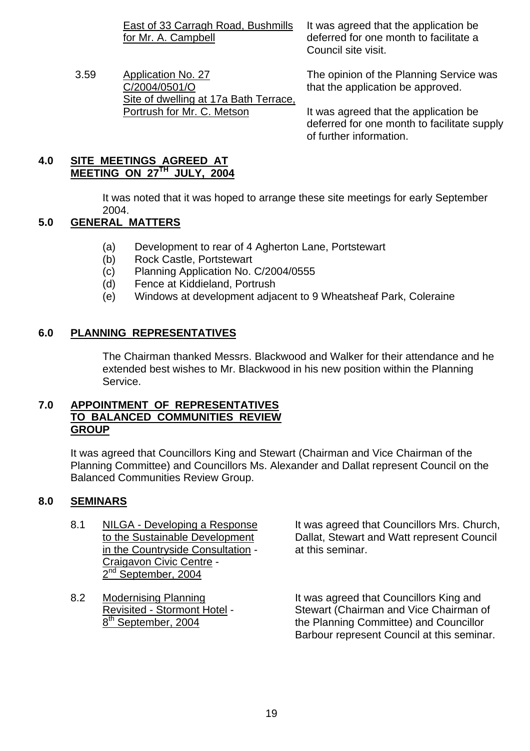East of 33 Carragh Road, Bushmills for Mr. A. Campbell — It was agreed that the application be deferred for one month to facilitate a Council site visit.

3.59 Application No. 27 C/2004/0501/O Site of dwelling at 17a Bath Terrace, Portrush for Mr. C. Metson

The opinion of the Planning Service was that the application be approved.

It was agreed that the application be deferred for one month to facilitate supply of further information.

## 4.0 SITE MEETINGS AGREED AT MEETING ON 27TH JULY, 2004

It was noted that it was hoped to arrange these site meetings for early September 2004.

## 5.0 GENERAL MATTERS

(a) Development to rear of 4 Agherton Lane, Portstewart
(b) Rock Castle, Portstewart
(c) Planning Application No. C/2004/0555
(d) Fence at Kiddieland, Portrush
(e) Windows at development adjacent to 9 Wheatsheaf Park, Coleraine

## 6.0 PLANNING REPRESENTATIVES

The Chairman thanked Messrs. Blackwood and Walker for their attendance and he extended best wishes to Mr. Blackwood in his new position within the Planning Service.

## 7.0 APPOINTMENT OF REPRESENTATIVES TO BALANCED COMMUNITIES REVIEW GROUP

It was agreed that Councillors King and Stewart (Chairman and Vice Chairman of the Planning Committee) and Councillors Ms. Alexander and Dallat represent Council on the Balanced Communities Review Group.

## 8.0 SEMINARS

8.1 NILGA - Developing a Response to the Sustainable Development in the Countryside Consultation - Craigavon Civic Centre - 2nd September, 2004

It was agreed that Councillors Mrs. Church, Dallat, Stewart and Watt represent Council at this seminar.

8.2 Modernising Planning Revisited - Stormont Hotel - 8th September, 2004

It was agreed that Councillors King and Stewart (Chairman and Vice Chairman of the Planning Committee) and Councillor Barbour represent Council at this seminar.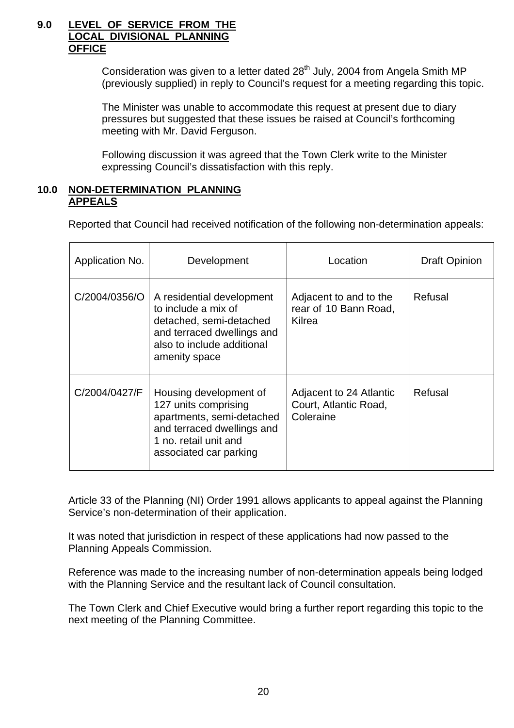## 9.0 LEVEL OF SERVICE FROM THE LOCAL DIVISIONAL PLANNING OFFICE

Consideration was given to a letter dated 28th July, 2004 from Angela Smith MP (previously supplied) in reply to Council's request for a meeting regarding this topic.

The Minister was unable to accommodate this request at present due to diary pressures but suggested that these issues be raised at Council's forthcoming meeting with Mr. David Ferguson.

Following discussion it was agreed that the Town Clerk write to the Minister expressing Council's dissatisfaction with this reply.

## 10.0 NON-DETERMINATION PLANNING APPEALS

Reported that Council had received notification of the following non-determination appeals:

| Application No. | Development | Location | Draft Opinion |
|---|---|---|---|
| C/2004/0356/O | A residential development to include a mix of detached, semi-detached and terraced dwellings and also to include additional amenity space | Adjacent to and to the rear of 10 Bann Road, Kilrea | Refusal |
| C/2004/0427/F | Housing development of 127 units comprising apartments, semi-detached and terraced dwellings and 1 no. retail unit and associated car parking | Adjacent to 24 Atlantic Court, Atlantic Road, Coleraine | Refusal |

Article 33 of the Planning (NI) Order 1991 allows applicants to appeal against the Planning Service's non-determination of their application.

It was noted that jurisdiction in respect of these applications had now passed to the Planning Appeals Commission.

Reference was made to the increasing number of non-determination appeals being lodged with the Planning Service and the resultant lack of Council consultation.

The Town Clerk and Chief Executive would bring a further report regarding this topic to the next meeting of the Planning Committee.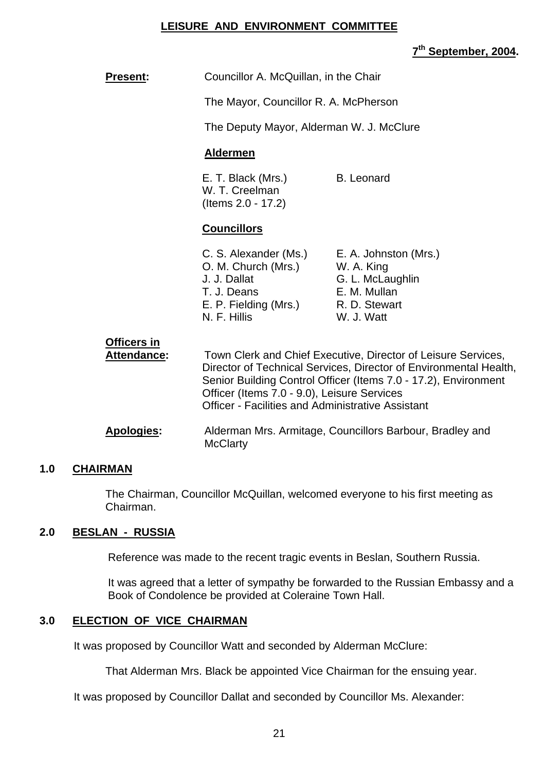# LEISURE AND ENVIRONMENT COMMITTEE

**7th September, 2004.**

**Present:** Councillor A. McQuillan, in the Chair

The Mayor, Councillor R. A. McPherson

The Deputy Mayor, Alderman W. J. McClure

**Aldermen**

E. T. Black (Mrs.)
B. Leonard
W. T. Creelman (Items 2.0 - 17.2)

**Councillors**

C. S. Alexander (Ms.)
E. A. Johnston (Mrs.)
O. M. Church (Mrs.)
W. A. King
J. J. Dallat
G. L. McLaughlin
T. J. Deans
E. M. Mullan
E. P. Fielding (Mrs.)
R. D. Stewart
N. F. Hillis
W. J. Watt

**Officers in Attendance:** Town Clerk and Chief Executive, Director of Leisure Services, Director of Technical Services, Director of Environmental Health, Senior Building Control Officer (Items 7.0 - 17.2), Environment Officer (Items 7.0 - 9.0), Leisure Services Officer - Facilities and Administrative Assistant

**Apologies:** Alderman Mrs. Armitage, Councillors Barbour, Bradley and McClarty

## 1.0 CHAIRMAN

The Chairman, Councillor McQuillan, welcomed everyone to his first meeting as Chairman.

## 2.0 BESLAN - RUSSIA

Reference was made to the recent tragic events in Beslan, Southern Russia.

It was agreed that a letter of sympathy be forwarded to the Russian Embassy and a Book of Condolence be provided at Coleraine Town Hall.

## 3.0 ELECTION OF VICE CHAIRMAN

It was proposed by Councillor Watt and seconded by Alderman McClure:

That Alderman Mrs. Black be appointed Vice Chairman for the ensuing year.

It was proposed by Councillor Dallat and seconded by Councillor Ms. Alexander: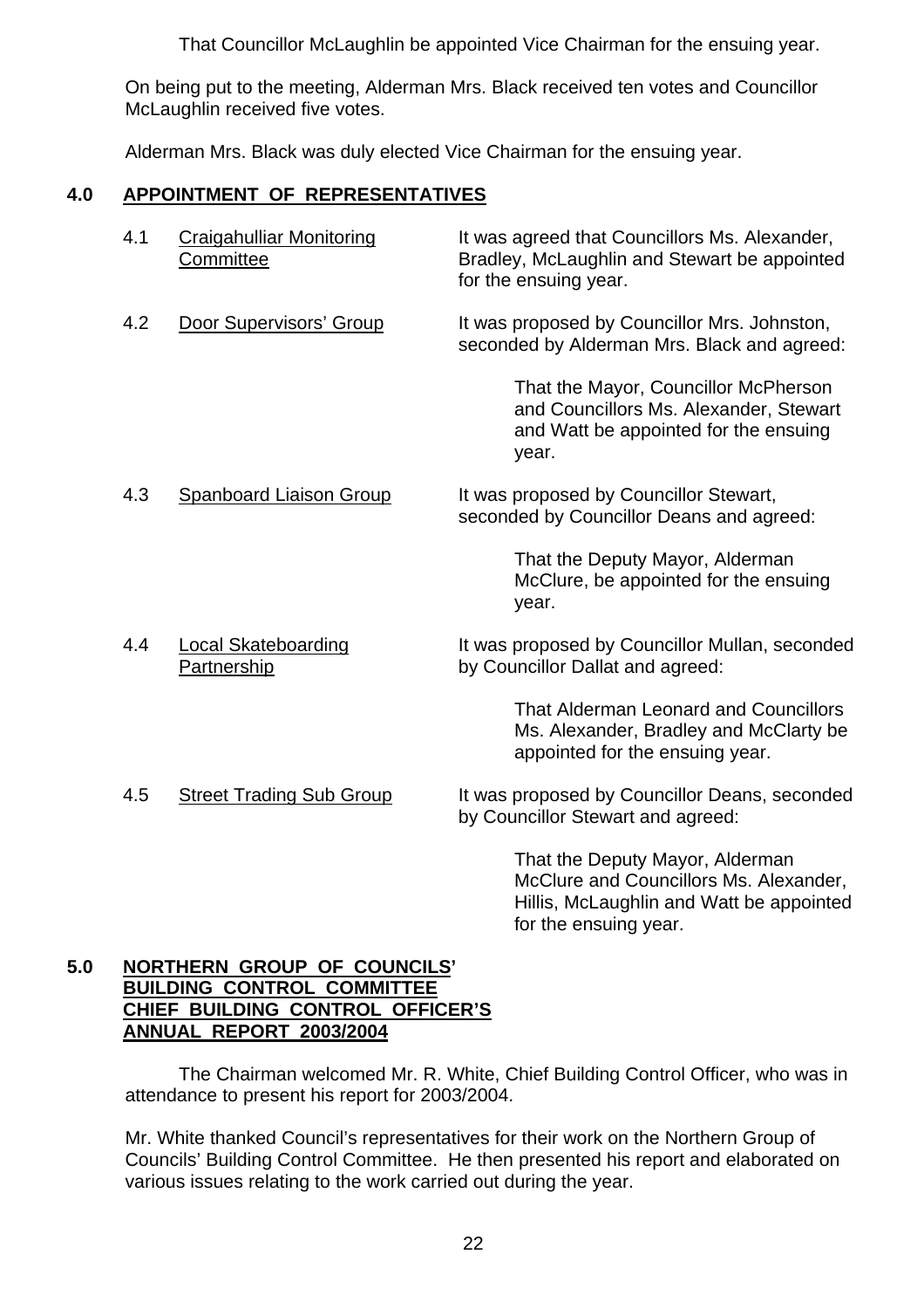That Councillor McLaughlin be appointed Vice Chairman for the ensuing year.

On being put to the meeting, Alderman Mrs. Black received ten votes and Councillor McLaughlin received five votes.

Alderman Mrs. Black was duly elected Vice Chairman for the ensuing year.

## 4.0 APPOINTMENT OF REPRESENTATIVES

4.1 Craigahulliar Monitoring Committee

It was agreed that Councillors Ms. Alexander, Bradley, McLaughlin and Stewart be appointed for the ensuing year.

4.2 Door Supervisors' Group

It was proposed by Councillor Mrs. Johnston, seconded by Alderman Mrs. Black and agreed:

> That the Mayor, Councillor McPherson and Councillors Ms. Alexander, Stewart and Watt be appointed for the ensuing year.

4.3 Spanboard Liaison Group

It was proposed by Councillor Stewart, seconded by Councillor Deans and agreed:

> That the Deputy Mayor, Alderman McClure, be appointed for the ensuing year.

4.4 Local Skateboarding Partnership

It was proposed by Councillor Mullan, seconded by Councillor Dallat and agreed:

> That Alderman Leonard and Councillors Ms. Alexander, Bradley and McClarty be appointed for the ensuing year.

4.5 Street Trading Sub Group

It was proposed by Councillor Deans, seconded by Councillor Stewart and agreed:

> That the Deputy Mayor, Alderman McClure and Councillors Ms. Alexander, Hillis, McLaughlin and Watt be appointed for the ensuing year.

## 5.0 NORTHERN GROUP OF COUNCILS' BUILDING CONTROL COMMITTEE CHIEF BUILDING CONTROL OFFICER'S ANNUAL REPORT 2003/2004

The Chairman welcomed Mr. R. White, Chief Building Control Officer, who was in attendance to present his report for 2003/2004.

Mr. White thanked Council's representatives for their work on the Northern Group of Councils' Building Control Committee. He then presented his report and elaborated on various issues relating to the work carried out during the year.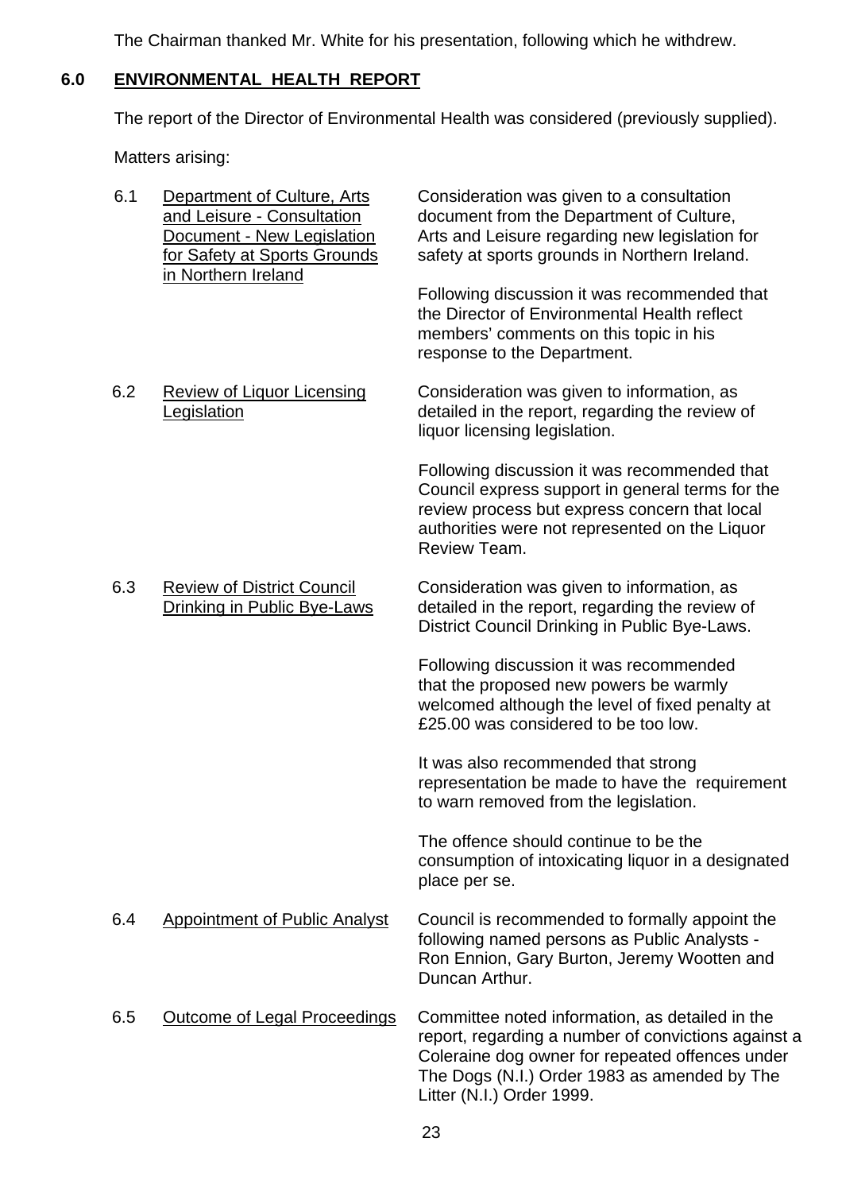The Chairman thanked Mr. White for his presentation, following which he withdrew.

## 6.0 ENVIRONMENTAL HEALTH REPORT

The report of the Director of Environmental Health was considered (previously supplied).

Matters arising:

6.1 Department of Culture, Arts and Leisure - Consultation Document - New Legislation for Safety at Sports Grounds in Northern Ireland

Consideration was given to a consultation document from the Department of Culture, Arts and Leisure regarding new legislation for safety at sports grounds in Northern Ireland.

Following discussion it was recommended that the Director of Environmental Health reflect members' comments on this topic in his response to the Department.

6.2 Review of Liquor Licensing Legislation

Consideration was given to information, as detailed in the report, regarding the review of liquor licensing legislation.

Following discussion it was recommended that Council express support in general terms for the review process but express concern that local authorities were not represented on the Liquor Review Team.

6.3 Review of District Council Drinking in Public Bye-Laws

Consideration was given to information, as detailed in the report, regarding the review of District Council Drinking in Public Bye-Laws.

Following discussion it was recommended that the proposed new powers be warmly welcomed although the level of fixed penalty at £25.00 was considered to be too low.

It was also recommended that strong representation be made to have the requirement to warn removed from the legislation.

The offence should continue to be the consumption of intoxicating liquor in a designated place per se.

6.4 Appointment of Public Analyst

Council is recommended to formally appoint the following named persons as Public Analysts - Ron Ennion, Gary Burton, Jeremy Wootten and Duncan Arthur.

6.5 Outcome of Legal Proceedings

Committee noted information, as detailed in the report, regarding a number of convictions against a Coleraine dog owner for repeated offences under The Dogs (N.I.) Order 1983 as amended by The Litter (N.I.) Order 1999.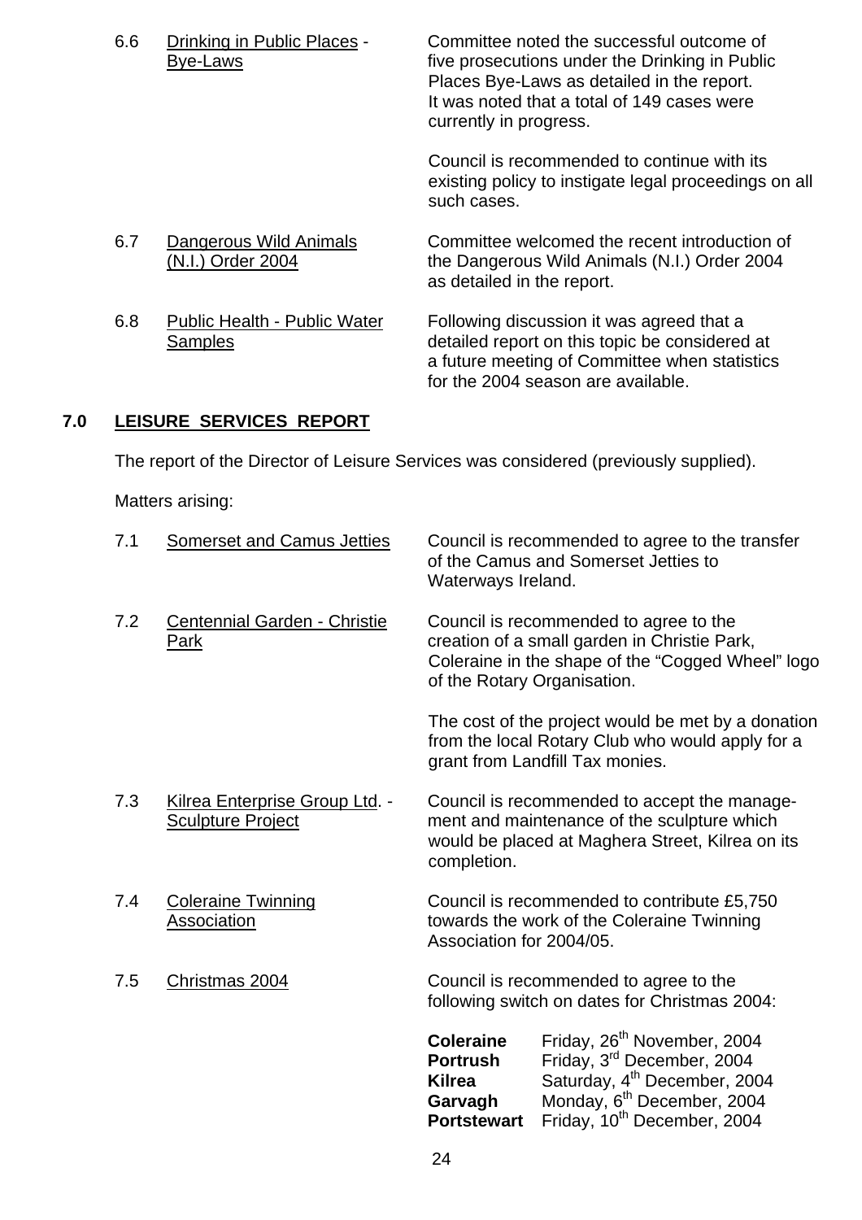6.6 Drinking in Public Places - Bye-Laws

Committee noted the successful outcome of five prosecutions under the Drinking in Public Places Bye-Laws as detailed in the report. It was noted that a total of 149 cases were currently in progress.

Council is recommended to continue with its existing policy to instigate legal proceedings on all such cases.

6.7 Dangerous Wild Animals (N.I.) Order 2004

Committee welcomed the recent introduction of the Dangerous Wild Animals (N.I.) Order 2004 as detailed in the report.

6.8 Public Health - Public Water Samples

Following discussion it was agreed that a detailed report on this topic be considered at a future meeting of Committee when statistics for the 2004 season are available.

## 7.0 LEISURE SERVICES REPORT

The report of the Director of Leisure Services was considered (previously supplied).

Matters arising:

7.1 Somerset and Camus Jetties

Council is recommended to agree to the transfer of the Camus and Somerset Jetties to Waterways Ireland.

7.2 Centennial Garden - Christie Park

Council is recommended to agree to the creation of a small garden in Christie Park, Coleraine in the shape of the "Cogged Wheel" logo of the Rotary Organisation.

The cost of the project would be met by a donation from the local Rotary Club who would apply for a grant from Landfill Tax monies.

7.3 Kilrea Enterprise Group Ltd. - Sculpture Project

Council is recommended to accept the management and maintenance of the sculpture which would be placed at Maghera Street, Kilrea on its completion.

7.4 Coleraine Twinning Association

Council is recommended to contribute £5,750 towards the work of the Coleraine Twinning Association for 2004/05.

7.5 Christmas 2004

Council is recommended to agree to the following switch on dates for Christmas 2004:

| | |
|---|---|
| **Coleraine** | Friday, 26th November, 2004 |
| **Portrush** | Friday, 3rd December, 2004 |
| **Kilrea** | Saturday, 4th December, 2004 |
| **Garvagh** | Monday, 6th December, 2004 |
| **Portstewart** | Friday, 10th December, 2004 |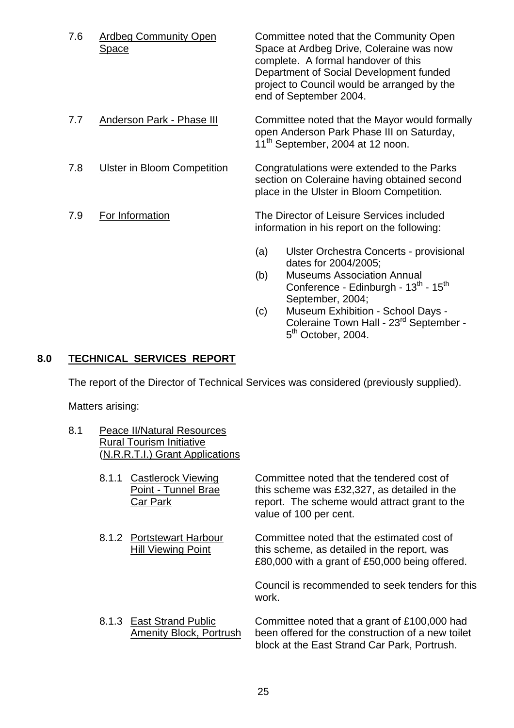7.6 <u>Ardbeg Community Open Space</u>

Committee noted that the Community Open Space at Ardbeg Drive, Coleraine was now complete. A formal handover of this Department of Social Development funded project to Council would be arranged by the end of September 2004.

7.7 <u>Anderson Park - Phase III</u>

Committee noted that the Mayor would formally open Anderson Park Phase III on Saturday, 11th September, 2004 at 12 noon.

7.8 <u>Ulster in Bloom Competition</u>

Congratulations were extended to the Parks section on Coleraine having obtained second place in the Ulster in Bloom Competition.

7.9 <u>For Information</u>

The Director of Leisure Services included information in his report on the following:

(a) Ulster Orchestra Concerts - provisional dates for 2004/2005;
(b) Museums Association Annual Conference - Edinburgh - 13th - 15th September, 2004;
(c) Museum Exhibition - School Days - Coleraine Town Hall - 23rd September - 5th October, 2004.

## 8.0 TECHNICAL SERVICES REPORT

The report of the Director of Technical Services was considered (previously supplied).

Matters arising:

8.1 <u>Peace II/Natural Resources Rural Tourism Initiative (N.R.R.T.I.) Grant Applications</u>

8.1.1 <u>Castlerock Viewing Point - Tunnel Brae Car Park</u>

Committee noted that the tendered cost of this scheme was £32,327, as detailed in the report. The scheme would attract grant to the value of 100 per cent.

8.1.2 <u>Portstewart Harbour Hill Viewing Point</u>

Committee noted that the estimated cost of this scheme, as detailed in the report, was £80,000 with a grant of £50,000 being offered.

Council is recommended to seek tenders for this work.

8.1.3 <u>East Strand Public Amenity Block, Portrush</u>

Committee noted that a grant of £100,000 had been offered for the construction of a new toilet block at the East Strand Car Park, Portrush.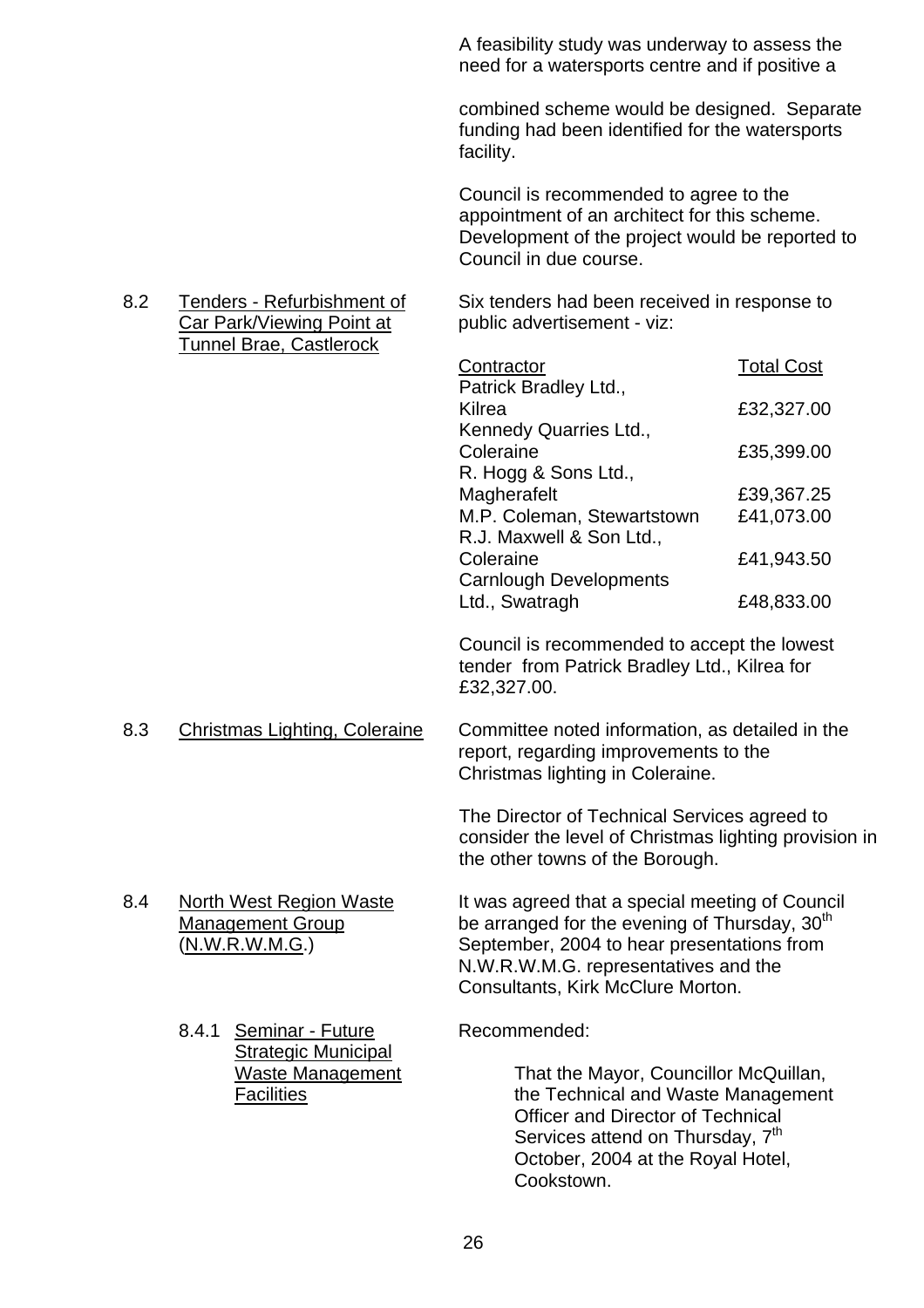A feasibility study was underway to assess the need for a watersports centre and if positive a

combined scheme would be designed. Separate funding had been identified for the watersports facility.

Council is recommended to agree to the appointment of an architect for this scheme. Development of the project would be reported to Council in due course.

8.2 Tenders - Refurbishment of Car Park/Viewing Point at Tunnel Brae, Castlerock

Six tenders had been received in response to public advertisement - viz:

| Contractor | Total Cost |
|---|---|
| Patrick Bradley Ltd., Kilrea | £32,327.00 |
| Kennedy Quarries Ltd., Coleraine | £35,399.00 |
| R. Hogg & Sons Ltd., Magherafelt | £39,367.25 |
| M.P. Coleman, Stewartstown | £41,073.00 |
| R.J. Maxwell & Son Ltd., Coleraine | £41,943.50 |
| Carnlough Developments Ltd., Swatragh | £48,833.00 |

Council is recommended to accept the lowest tender from Patrick Bradley Ltd., Kilrea for £32,327.00.

8.3 Christmas Lighting, Coleraine

Committee noted information, as detailed in the report, regarding improvements to the Christmas lighting in Coleraine.

The Director of Technical Services agreed to consider the level of Christmas lighting provision in the other towns of the Borough.

8.4 North West Region Waste Management Group (N.W.R.W.M.G.)

It was agreed that a special meeting of Council be arranged for the evening of Thursday, 30th September, 2004 to hear presentations from N.W.R.W.M.G. representatives and the Consultants, Kirk McClure Morton.

8.4.1 Seminar - Future Strategic Municipal Waste Management Facilities

Recommended:

That the Mayor, Councillor McQuillan, the Technical and Waste Management Officer and Director of Technical Services attend on Thursday, 7th October, 2004 at the Royal Hotel, Cookstown.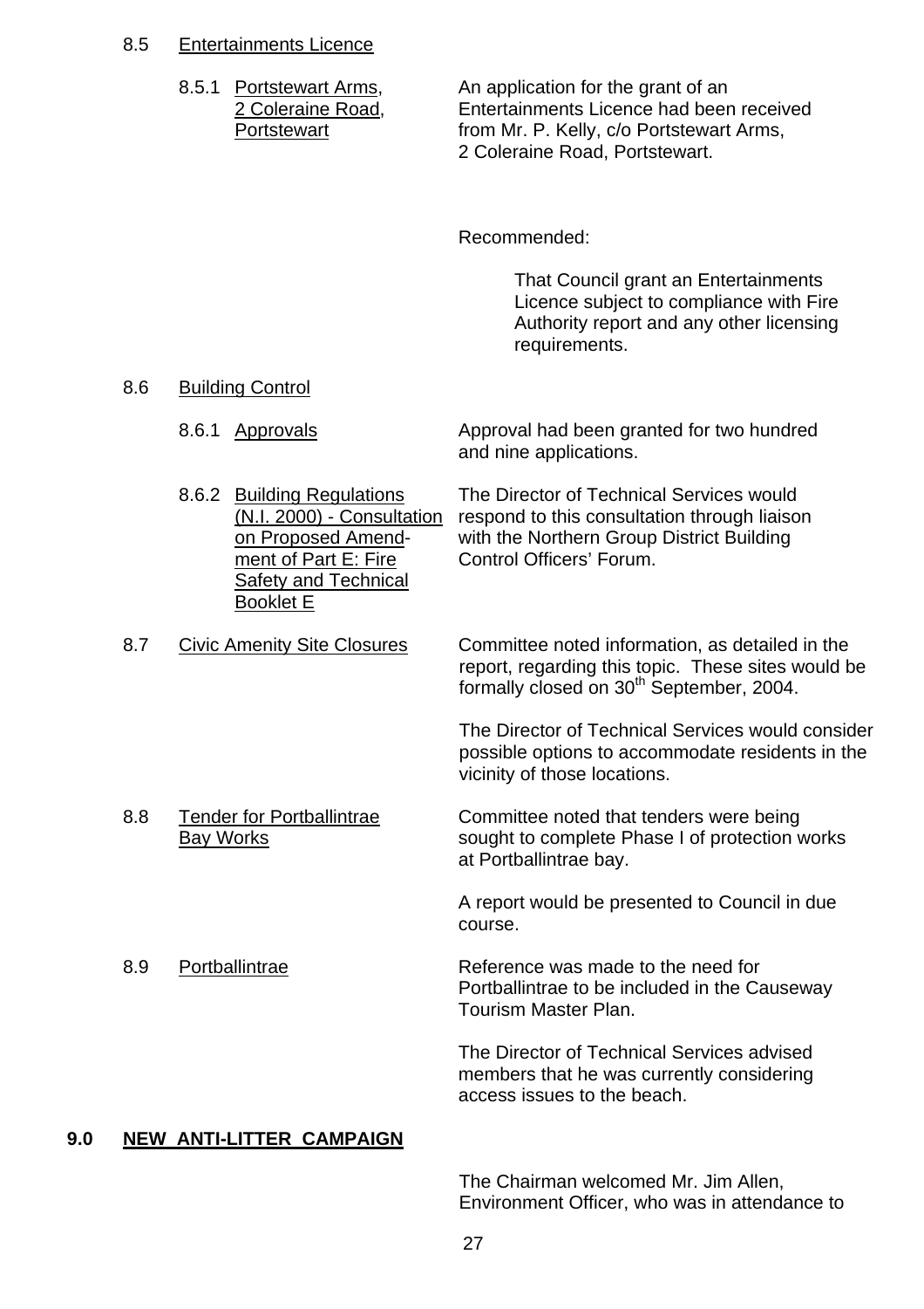8.5 Entertainments Licence

8.5.1 Portstewart Arms, 2 Coleraine Road, Portstewart

An application for the grant of an Entertainments Licence had been received from Mr. P. Kelly, c/o Portstewart Arms, 2 Coleraine Road, Portstewart.

Recommended:

> That Council grant an Entertainments Licence subject to compliance with Fire Authority report and any other licensing requirements.

8.6 Building Control

8.6.1 Approvals

Approval had been granted for two hundred and nine applications.

8.6.2 Building Regulations (N.I. 2000) - Consultation on Proposed Amendment of Part E: Fire Safety and Technical Booklet E

The Director of Technical Services would respond to this consultation through liaison with the Northern Group District Building Control Officers' Forum.

8.7 Civic Amenity Site Closures

Committee noted information, as detailed in the report, regarding this topic. These sites would be formally closed on 30th September, 2004.

The Director of Technical Services would consider possible options to accommodate residents in the vicinity of those locations.

8.8 Tender for Portballintrae Bay Works

Committee noted that tenders were being sought to complete Phase I of protection works at Portballintrae bay.

A report would be presented to Council in due course.

8.9 Portballintrae

Reference was made to the need for Portballintrae to be included in the Causeway Tourism Master Plan.

The Director of Technical Services advised members that he was currently considering access issues to the beach.

## 9.0 NEW ANTI-LITTER CAMPAIGN

The Chairman welcomed Mr. Jim Allen, Environment Officer, who was in attendance to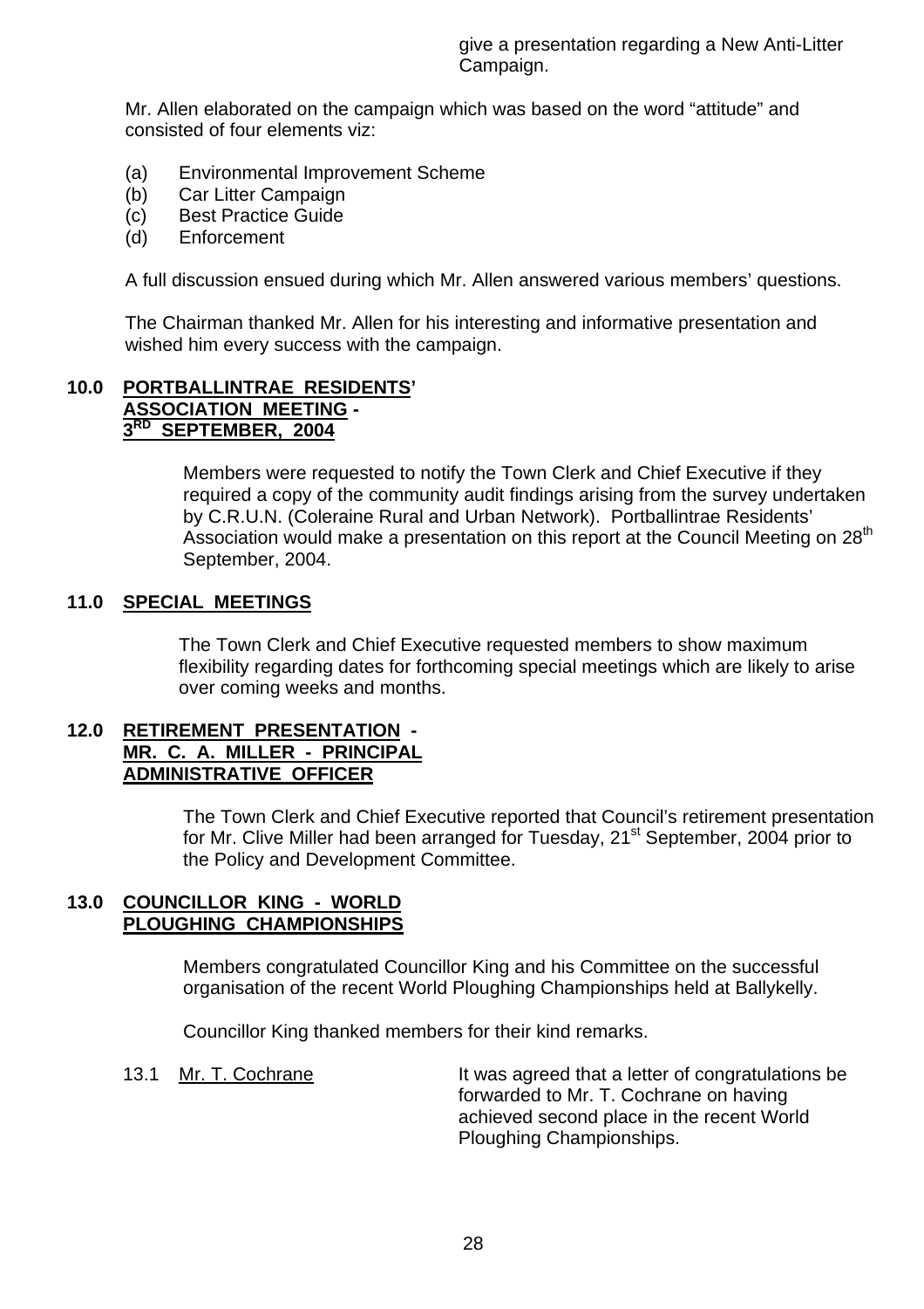give a presentation regarding a New Anti-Litter Campaign.

Mr. Allen elaborated on the campaign which was based on the word "attitude" and consisted of four elements viz:

(a) Environmental Improvement Scheme
(b) Car Litter Campaign
(c) Best Practice Guide
(d) Enforcement

A full discussion ensued during which Mr. Allen answered various members' questions.

The Chairman thanked Mr. Allen for his interesting and informative presentation and wished him every success with the campaign.

**10.0 PORTBALLINTRAE RESIDENTS' ASSOCIATION MEETING - 3RD SEPTEMBER, 2004**

Members were requested to notify the Town Clerk and Chief Executive if they required a copy of the community audit findings arising from the survey undertaken by C.R.U.N. (Coleraine Rural and Urban Network). Portballintrae Residents' Association would make a presentation on this report at the Council Meeting on 28th September, 2004.

**11.0 SPECIAL MEETINGS**

The Town Clerk and Chief Executive requested members to show maximum flexibility regarding dates for forthcoming special meetings which are likely to arise over coming weeks and months.

**12.0 RETIREMENT PRESENTATION - MR. C. A. MILLER - PRINCIPAL ADMINISTRATIVE OFFICER**

The Town Clerk and Chief Executive reported that Council's retirement presentation for Mr. Clive Miller had been arranged for Tuesday, 21st September, 2004 prior to the Policy and Development Committee.

**13.0 COUNCILLOR KING - WORLD PLOUGHING CHAMPIONSHIPS**

Members congratulated Councillor King and his Committee on the successful organisation of the recent World Ploughing Championships held at Ballykelly.

Councillor King thanked members for their kind remarks.

13.1 Mr. T. Cochrane — It was agreed that a letter of congratulations be forwarded to Mr. T. Cochrane on having achieved second place in the recent World Ploughing Championships.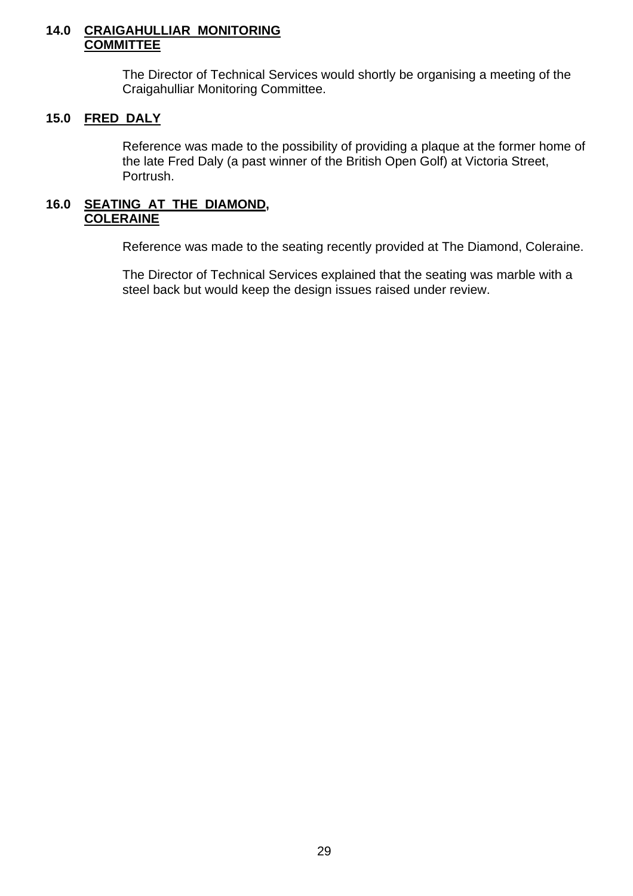## 14.0 CRAIGAHULLIAR MONITORING COMMITTEE

The Director of Technical Services would shortly be organising a meeting of the Craigahulliar Monitoring Committee.

## 15.0 FRED DALY

Reference was made to the possibility of providing a plaque at the former home of the late Fred Daly (a past winner of the British Open Golf) at Victoria Street, Portrush.

## 16.0 SEATING AT THE DIAMOND, COLERAINE

Reference was made to the seating recently provided at The Diamond, Coleraine.

The Director of Technical Services explained that the seating was marble with a steel back but would keep the design issues raised under review.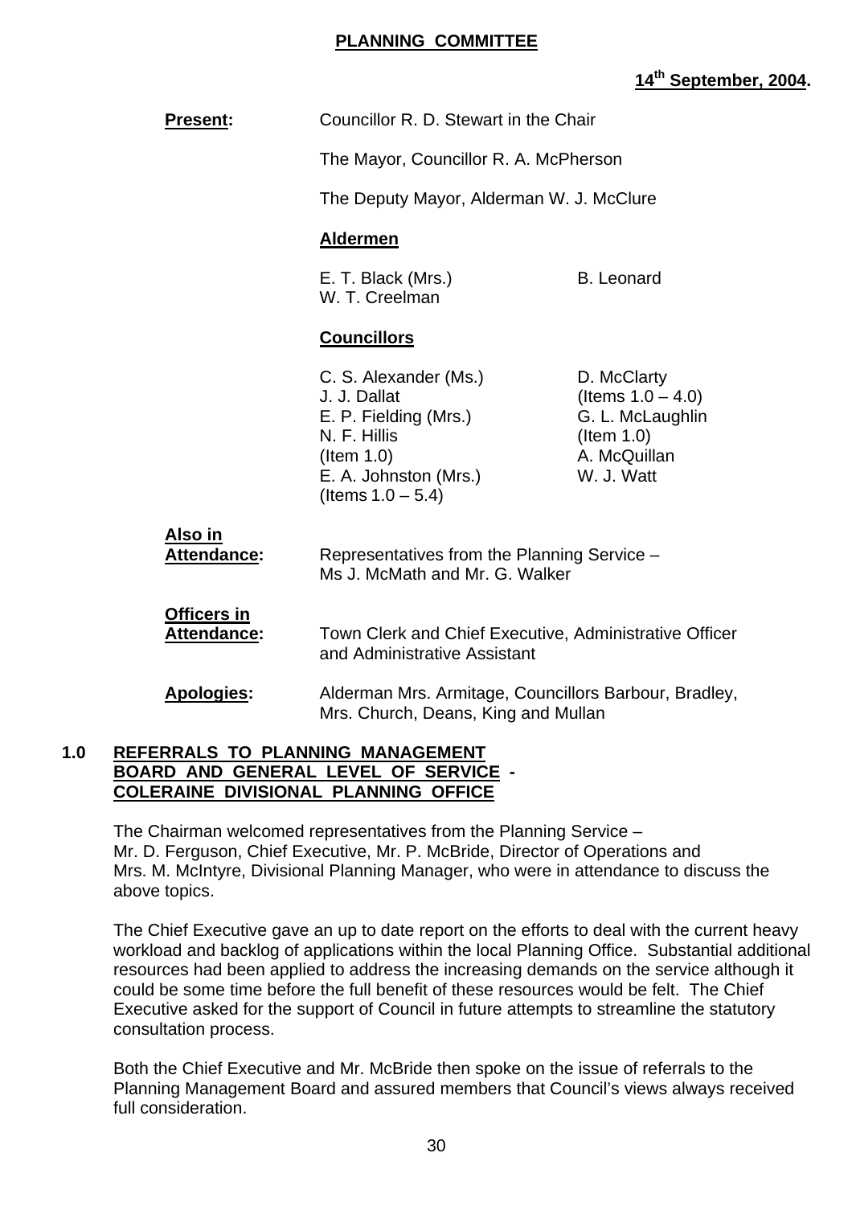**PLANNING COMMITTEE**

**14th September, 2004.**

**Present:** Councillor R. D. Stewart in the Chair

The Mayor, Councillor R. A. McPherson

The Deputy Mayor, Alderman W. J. McClure

**Aldermen**

E. T. Black (Mrs.)
W. T. Creelman
B. Leonard

**Councillors**

C. S. Alexander (Ms.)
J. J. Dallat
E. P. Fielding (Mrs.)
N. F. Hillis (Item 1.0)
E. A. Johnston (Mrs.) (Items 1.0 – 5.4)
D. McClarty (Items 1.0 – 4.0)
G. L. McLaughlin (Item 1.0)
A. McQuillan
W. J. Watt

**Also in Attendance:** Representatives from the Planning Service – Ms J. McMath and Mr. G. Walker

**Officers in Attendance:** Town Clerk and Chief Executive, Administrative Officer and Administrative Assistant

**Apologies:** Alderman Mrs. Armitage, Councillors Barbour, Bradley, Mrs. Church, Deans, King and Mullan

## 1.0 REFERRALS TO PLANNING MANAGEMENT BOARD AND GENERAL LEVEL OF SERVICE - COLERAINE DIVISIONAL PLANNING OFFICE

The Chairman welcomed representatives from the Planning Service – Mr. D. Ferguson, Chief Executive, Mr. P. McBride, Director of Operations and Mrs. M. McIntyre, Divisional Planning Manager, who were in attendance to discuss the above topics.

The Chief Executive gave an up to date report on the efforts to deal with the current heavy workload and backlog of applications within the local Planning Office. Substantial additional resources had been applied to address the increasing demands on the service although it could be some time before the full benefit of these resources would be felt. The Chief Executive asked for the support of Council in future attempts to streamline the statutory consultation process.

Both the Chief Executive and Mr. McBride then spoke on the issue of referrals to the Planning Management Board and assured members that Council's views always received full consideration.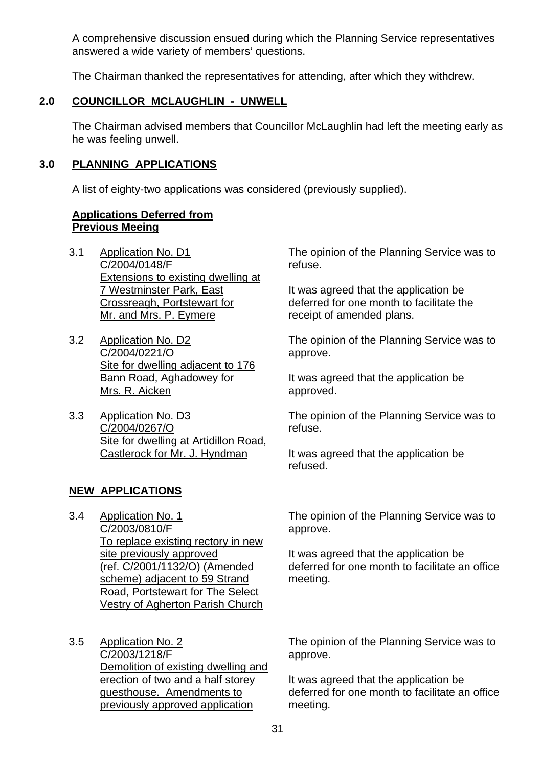A comprehensive discussion ensued during which the Planning Service representatives answered a wide variety of members' questions.

The Chairman thanked the representatives for attending, after which they withdrew.

## 2.0 COUNCILLOR MCLAUGHLIN - UNWELL

The Chairman advised members that Councillor McLaughlin had left the meeting early as he was feeling unwell.

## 3.0 PLANNING APPLICATIONS

A list of eighty-two applications was considered (previously supplied).

**Applications Deferred from Previous Meeing**

3.1 Application No. D1
C/2004/0148/F
Extensions to existing dwelling at 7 Westminster Park, East Crossreagh, Portstewart for Mr. and Mrs. P. Eymere

The opinion of the Planning Service was to refuse.

It was agreed that the application be deferred for one month to facilitate the receipt of amended plans.

3.2 Application No. D2
C/2004/0221/O
Site for dwelling adjacent to 176 Bann Road, Aghadowey for Mrs. R. Aicken

The opinion of the Planning Service was to approve.

It was agreed that the application be approved.

3.3 Application No. D3
C/2004/0267/O
Site for dwelling at Artidillon Road, Castlerock for Mr. J. Hyndman

The opinion of the Planning Service was to refuse.

It was agreed that the application be refused.

**NEW APPLICATIONS**

3.4 Application No. 1
C/2003/0810/F
To replace existing rectory in new site previously approved (ref. C/2001/1132/O) (Amended scheme) adjacent to 59 Strand Road, Portstewart for The Select Vestry of Agherton Parish Church

The opinion of the Planning Service was to approve.

It was agreed that the application be deferred for one month to facilitate an office meeting.

3.5 Application No. 2
C/2003/1218/F
Demolition of existing dwelling and erection of two and a half storey guesthouse. Amendments to previously approved application

The opinion of the Planning Service was to approve.

It was agreed that the application be deferred for one month to facilitate an office meeting.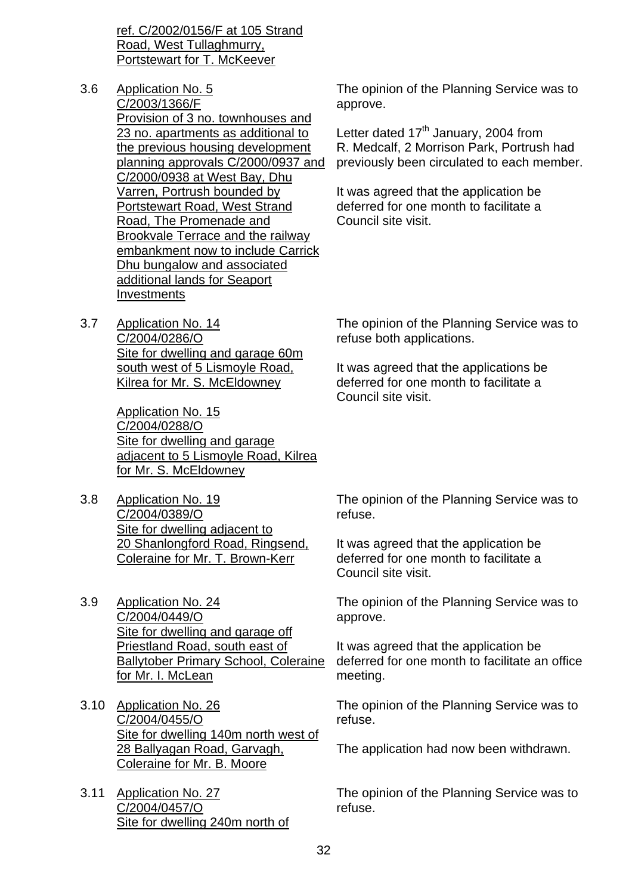ref. C/2002/0156/F at 105 Strand Road, West Tullaghmurry, Portstewart for T. McKeever

3.6 Application No. 5
C/2003/1366/F
Provision of 3 no. townhouses and 23 no. apartments as additional to the previous housing development planning approvals C/2000/0937 and C/2000/0938 at West Bay, Dhu Varren, Portrush bounded by Portstewart Road, West Strand Road, The Promenade and Brookvale Terrace and the railway embankment now to include Carrick Dhu bungalow and associated additional lands for Seaport Investments

The opinion of the Planning Service was to approve.

Letter dated 17th January, 2004 from R. Medcalf, 2 Morrison Park, Portrush had previously been circulated to each member.

It was agreed that the application be deferred for one month to facilitate a Council site visit.

3.7 Application No. 14
C/2004/0286/O
Site for dwelling and garage 60m south west of 5 Lismoyle Road, Kilrea for Mr. S. McEldowney

Application No. 15
C/2004/0288/O
Site for dwelling and garage adjacent to 5 Lismoyle Road, Kilrea for Mr. S. McEldowney

The opinion of the Planning Service was to refuse both applications.

It was agreed that the applications be deferred for one month to facilitate a Council site visit.

3.8 Application No. 19
C/2004/0389/O
Site for dwelling adjacent to 20 Shanlongford Road, Ringsend, Coleraine for Mr. T. Brown-Kerr

The opinion of the Planning Service was to refuse.

It was agreed that the application be deferred for one month to facilitate a Council site visit.

3.9 Application No. 24
C/2004/0449/O
Site for dwelling and garage off Priestland Road, south east of Ballytober Primary School, Coleraine for Mr. I. McLean

The opinion of the Planning Service was to approve.

It was agreed that the application be deferred for one month to facilitate an office meeting.

3.10 Application No. 26
C/2004/0455/O
Site for dwelling 140m north west of 28 Ballyagan Road, Garvagh, Coleraine for Mr. B. Moore

The opinion of the Planning Service was to refuse.

The application had now been withdrawn.

3.11 Application No. 27
C/2004/0457/O
Site for dwelling 240m north of

The opinion of the Planning Service was to refuse.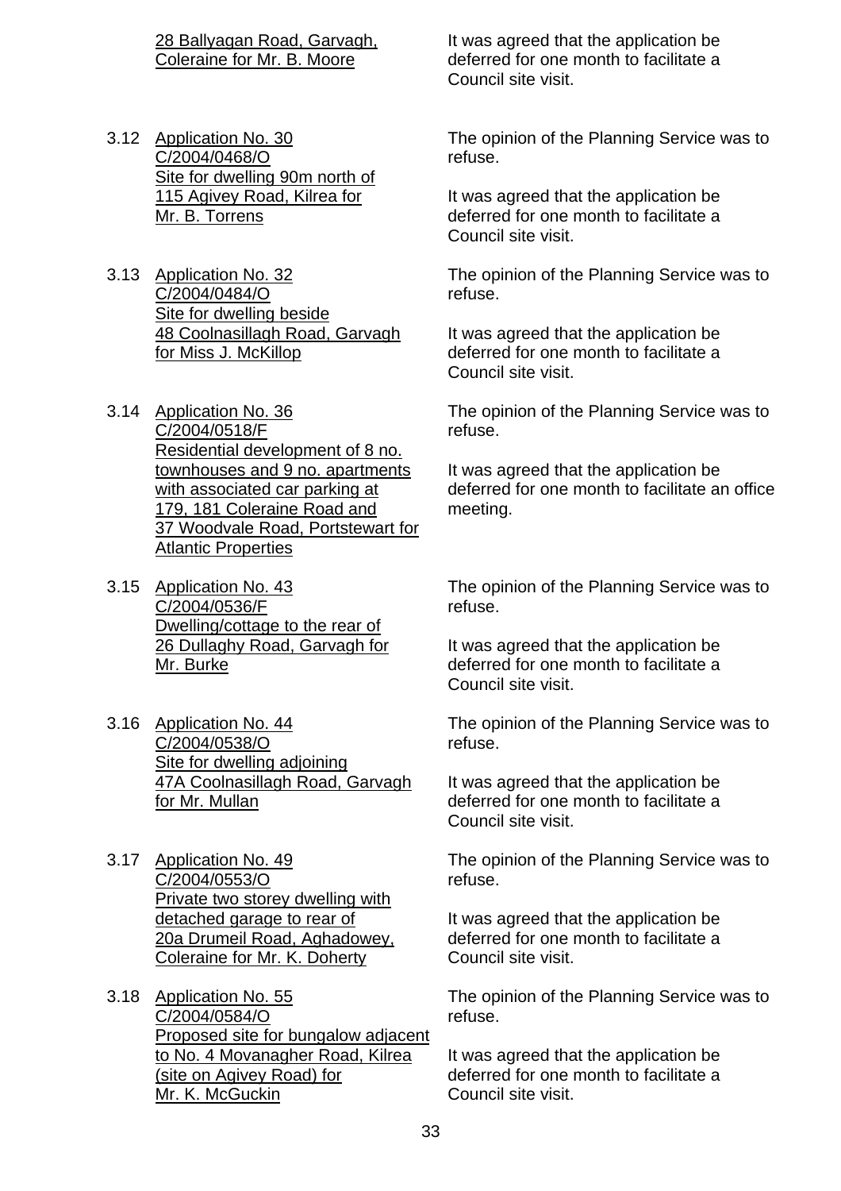28 Ballyagan Road, Garvagh, Coleraine for Mr. B. Moore

It was agreed that the application be deferred for one month to facilitate a Council site visit.

3.12 Application No. 30
C/2004/0468/O
Site for dwelling 90m north of 115 Agivey Road, Kilrea for Mr. B. Torrens

The opinion of the Planning Service was to refuse.

It was agreed that the application be deferred for one month to facilitate a Council site visit.

3.13 Application No. 32
C/2004/0484/O
Site for dwelling beside 48 Coolnasillagh Road, Garvagh for Miss J. McKillop

The opinion of the Planning Service was to refuse.

It was agreed that the application be deferred for one month to facilitate a Council site visit.

3.14 Application No. 36
C/2004/0518/F
Residential development of 8 no. townhouses and 9 no. apartments with associated car parking at 179, 181 Coleraine Road and 37 Woodvale Road, Portstewart for Atlantic Properties

The opinion of the Planning Service was to refuse.

It was agreed that the application be deferred for one month to facilitate an office meeting.

3.15 Application No. 43
C/2004/0536/F
Dwelling/cottage to the rear of 26 Dullaghy Road, Garvagh for Mr. Burke

The opinion of the Planning Service was to refuse.

It was agreed that the application be deferred for one month to facilitate a Council site visit.

3.16 Application No. 44
C/2004/0538/O
Site for dwelling adjoining 47A Coolnasillagh Road, Garvagh for Mr. Mullan

The opinion of the Planning Service was to refuse.

It was agreed that the application be deferred for one month to facilitate a Council site visit.

3.17 Application No. 49
C/2004/0553/O
Private two storey dwelling with detached garage to rear of 20a Drumeil Road, Aghadowey, Coleraine for Mr. K. Doherty

The opinion of the Planning Service was to refuse.

It was agreed that the application be deferred for one month to facilitate a Council site visit.

3.18 Application No. 55
C/2004/0584/O
Proposed site for bungalow adjacent to No. 4 Movanagher Road, Kilrea (site on Agivey Road) for Mr. K. McGuckin

The opinion of the Planning Service was to refuse.

It was agreed that the application be deferred for one month to facilitate a Council site visit.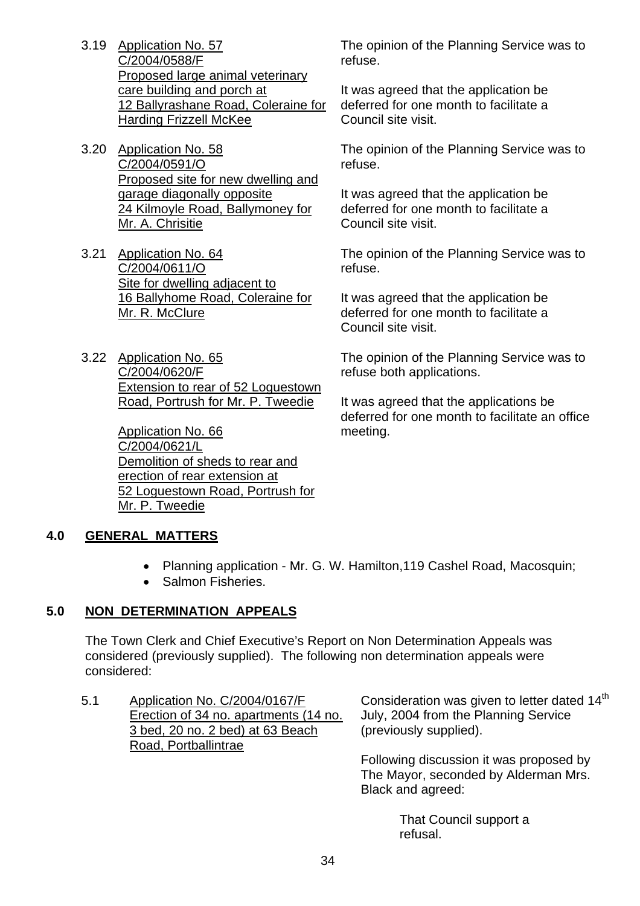3.19 <u>Application No. 57 C/2004/0588/F Proposed large animal veterinary care building and porch at 12 Ballyrashane Road, Coleraine for Harding Frizzell McKee</u>

The opinion of the Planning Service was to refuse.

It was agreed that the application be deferred for one month to facilitate a Council site visit.

3.20 <u>Application No. 58 C/2004/0591/O Proposed site for new dwelling and garage diagonally opposite 24 Kilmoyle Road, Ballymoney for Mr. A. Chrisitie</u>

The opinion of the Planning Service was to refuse.

It was agreed that the application be deferred for one month to facilitate a Council site visit.

3.21 <u>Application No. 64 C/2004/0611/O Site for dwelling adjacent to 16 Ballyhome Road, Coleraine for Mr. R. McClure</u>

The opinion of the Planning Service was to refuse.

It was agreed that the application be deferred for one month to facilitate a Council site visit.

3.22 <u>Application No. 65 C/2004/0620/F Extension to rear of 52 Loguestown Road, Portrush for Mr. P. Tweedie</u>

<u>Application No. 66 C/2004/0621/L Demolition of sheds to rear and erection of rear extension at 52 Loguestown Road, Portrush for Mr. P. Tweedie</u>

The opinion of the Planning Service was to refuse both applications.

It was agreed that the applications be deferred for one month to facilitate an office meeting.

## 4.0 GENERAL MATTERS

- Planning application - Mr. G. W. Hamilton,119 Cashel Road, Macosquin;
- Salmon Fisheries.

## 5.0 NON DETERMINATION APPEALS

The Town Clerk and Chief Executive's Report on Non Determination Appeals was considered (previously supplied). The following non determination appeals were considered:

5.1 <u>Application No. C/2004/0167/F Erection of 34 no. apartments (14 no. 3 bed, 20 no. 2 bed) at 63 Beach Road, Portballintrae</u>

Consideration was given to letter dated 14th July, 2004 from the Planning Service (previously supplied).

Following discussion it was proposed by The Mayor, seconded by Alderman Mrs. Black and agreed:

> That Council support a refusal.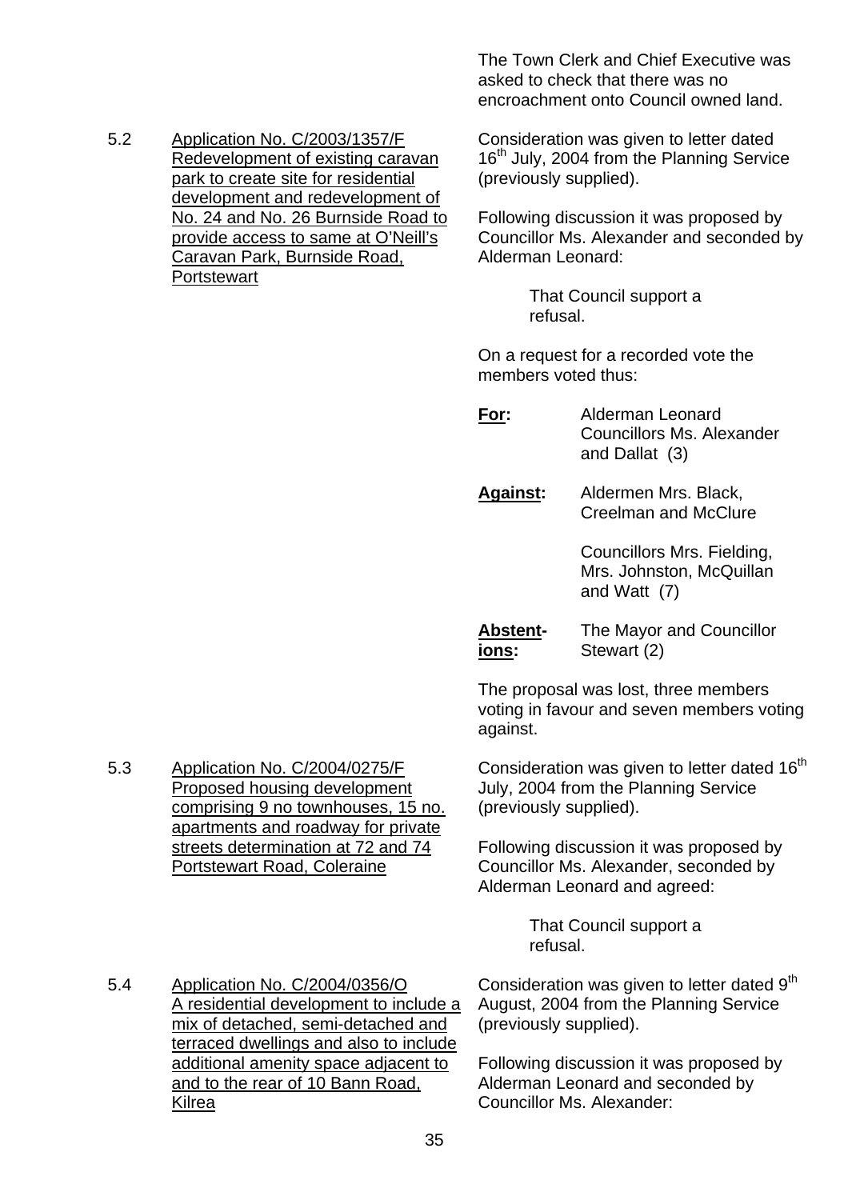The Town Clerk and Chief Executive was asked to check that there was no encroachment onto Council owned land.

5.2 Application No. C/2003/1357/F Redevelopment of existing caravan park to create site for residential development and redevelopment of No. 24 and No. 26 Burnside Road to provide access to same at O'Neill's Caravan Park, Burnside Road, Portstewart

Consideration was given to letter dated 16th July, 2004 from the Planning Service (previously supplied).

Following discussion it was proposed by Councillor Ms. Alexander and seconded by Alderman Leonard:

> That Council support a refusal.

On a request for a recorded vote the members voted thus:

**For:** Alderman Leonard
Councillors Ms. Alexander and Dallat (3)

**Against:** Aldermen Mrs. Black, Creelman and McClure

Councillors Mrs. Fielding, Mrs. Johnston, McQuillan and Watt (7)

**Abstentions:** The Mayor and Councillor Stewart (2)

The proposal was lost, three members voting in favour and seven members voting against.

5.3 Application No. C/2004/0275/F Proposed housing development comprising 9 no townhouses, 15 no. apartments and roadway for private streets determination at 72 and 74 Portstewart Road, Coleraine

Consideration was given to letter dated 16th July, 2004 from the Planning Service (previously supplied).

Following discussion it was proposed by Councillor Ms. Alexander, seconded by Alderman Leonard and agreed:

> That Council support a refusal.

5.4 Application No. C/2004/0356/O A residential development to include a mix of detached, semi-detached and terraced dwellings and also to include additional amenity space adjacent to and to the rear of 10 Bann Road, Kilrea

Consideration was given to letter dated 9th August, 2004 from the Planning Service (previously supplied).

Following discussion it was proposed by Alderman Leonard and seconded by Councillor Ms. Alexander: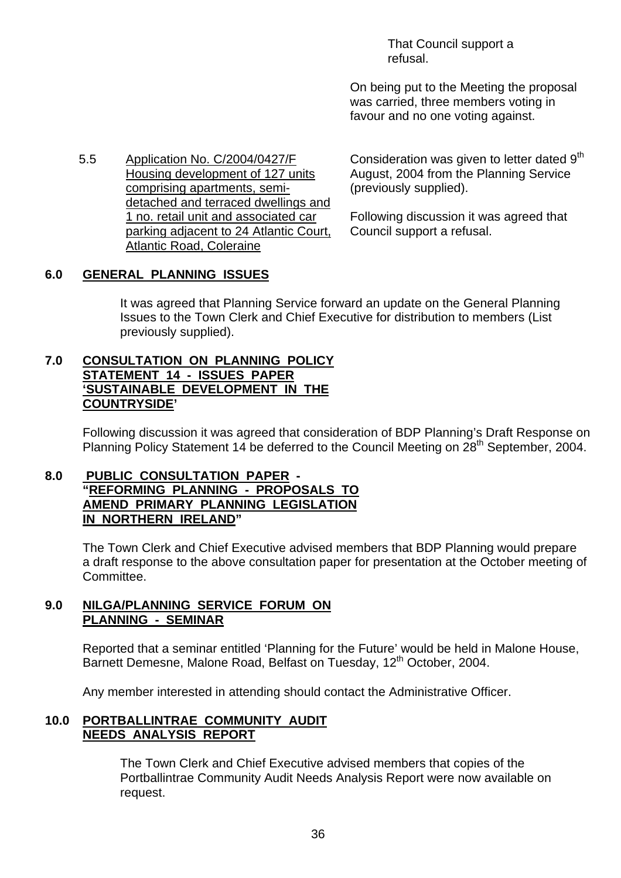That Council support a refusal.

On being put to the Meeting the proposal was carried, three members voting in favour and no one voting against.

5.5 Application No. C/2004/0427/F Housing development of 127 units comprising apartments, semi-detached and terraced dwellings and 1 no. retail unit and associated car parking adjacent to 24 Atlantic Court, Atlantic Road, Coleraine

Consideration was given to letter dated 9th August, 2004 from the Planning Service (previously supplied).

Following discussion it was agreed that Council support a refusal.

## 6.0 GENERAL PLANNING ISSUES

It was agreed that Planning Service forward an update on the General Planning Issues to the Town Clerk and Chief Executive for distribution to members (List previously supplied).

## 7.0 CONSULTATION ON PLANNING POLICY STATEMENT 14 - ISSUES PAPER 'SUSTAINABLE DEVELOPMENT IN THE COUNTRYSIDE'

Following discussion it was agreed that consideration of BDP Planning's Draft Response on Planning Policy Statement 14 be deferred to the Council Meeting on 28th September, 2004.

## 8.0 PUBLIC CONSULTATION PAPER - "REFORMING PLANNING - PROPOSALS TO AMEND PRIMARY PLANNING LEGISLATION IN NORTHERN IRELAND"

The Town Clerk and Chief Executive advised members that BDP Planning would prepare a draft response to the above consultation paper for presentation at the October meeting of Committee.

## 9.0 NILGA/PLANNING SERVICE FORUM ON PLANNING - SEMINAR

Reported that a seminar entitled 'Planning for the Future' would be held in Malone House, Barnett Demesne, Malone Road, Belfast on Tuesday, 12th October, 2004.

Any member interested in attending should contact the Administrative Officer.

## 10.0 PORTBALLINTRAE COMMUNITY AUDIT NEEDS ANALYSIS REPORT

The Town Clerk and Chief Executive advised members that copies of the Portballintrae Community Audit Needs Analysis Report were now available on request.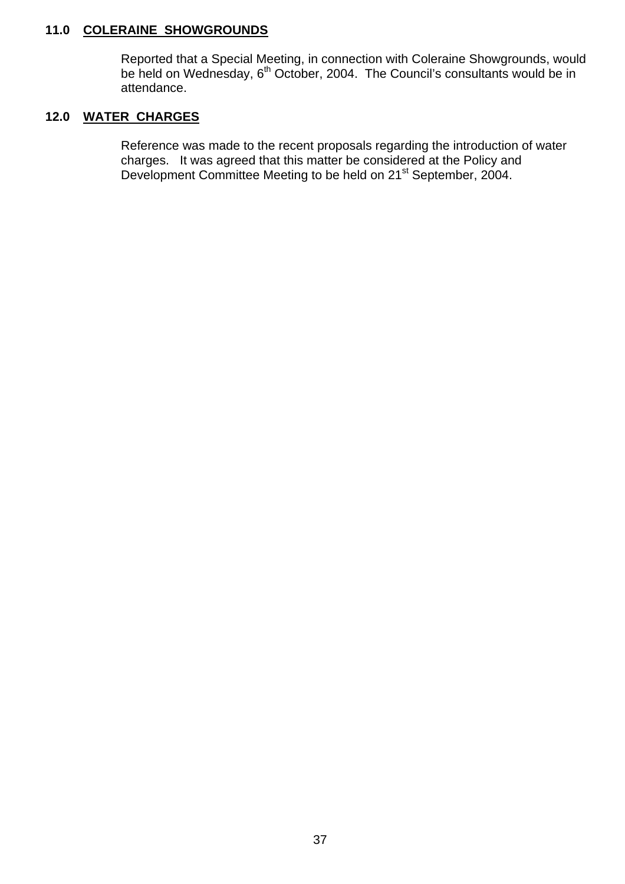**11.0 COLERAINE SHOWGROUNDS**

Reported that a Special Meeting, in connection with Coleraine Showgrounds, would be held on Wednesday, 6th October, 2004. The Council's consultants would be in attendance.

**12.0 WATER CHARGES**

Reference was made to the recent proposals regarding the introduction of water charges. It was agreed that this matter be considered at the Policy and Development Committee Meeting to be held on 21st September, 2004.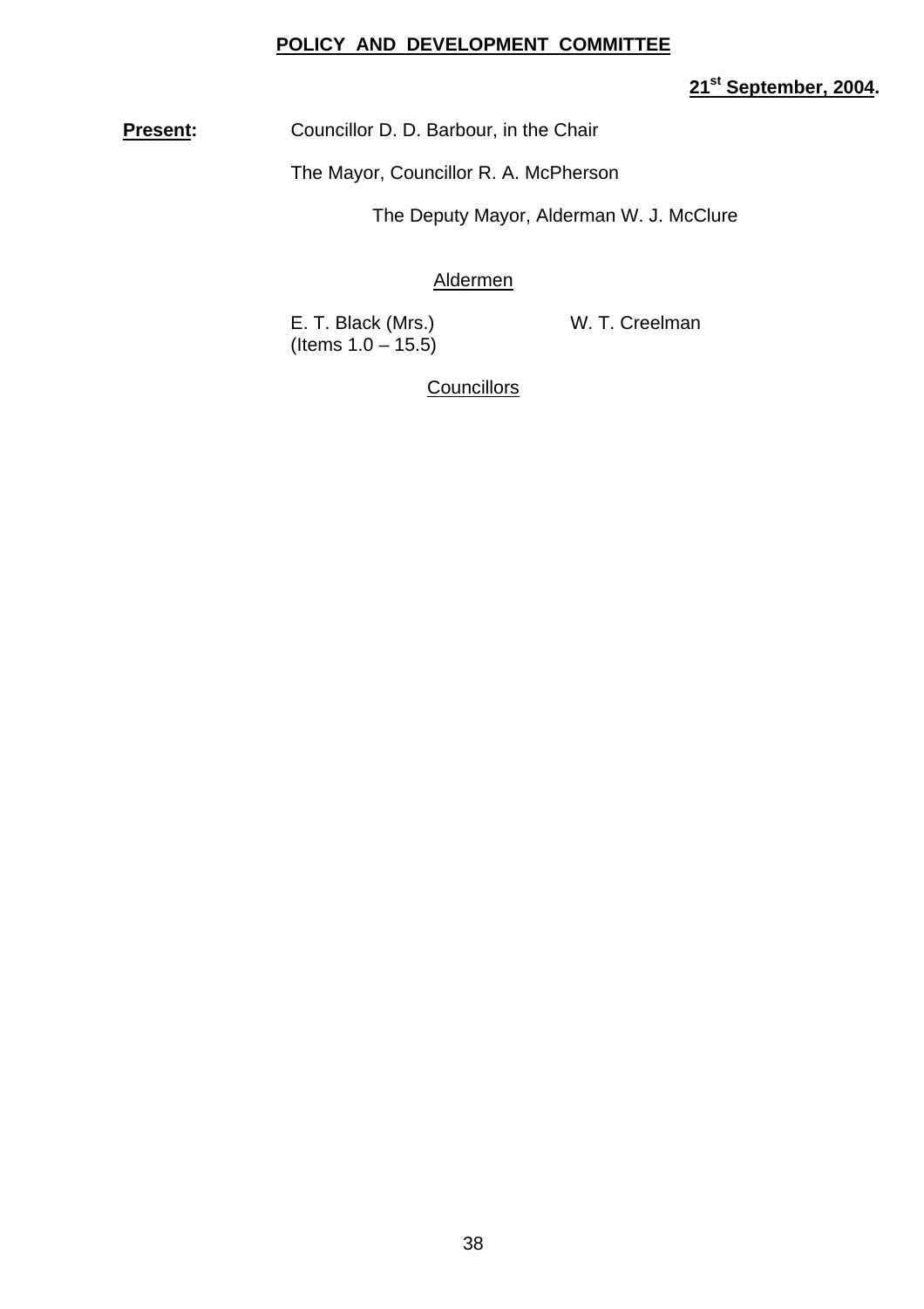**POLICY AND DEVELOPMENT COMMITTEE**

**21st September, 2004.**

**Present:** Councillor D. D. Barbour, in the Chair

The Mayor, Councillor R. A. McPherson

The Deputy Mayor, Alderman W. J. McClure

Aldermen

E. T. Black (Mrs.) (Items 1.0 – 15.5)

W. T. Creelman

Councillors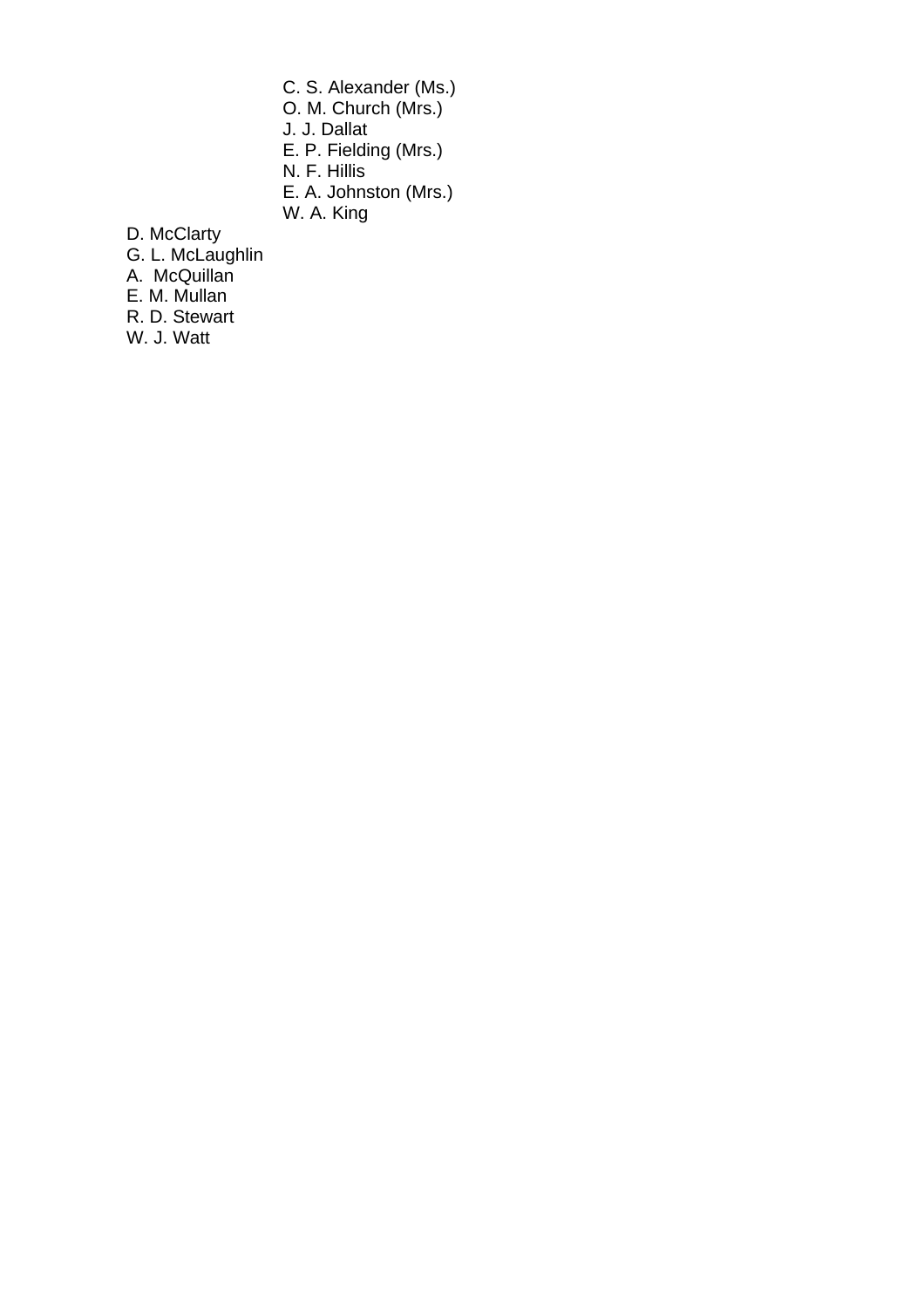C. S. Alexander (Ms.)
O. M. Church (Mrs.)
J. J. Dallat
E. P. Fielding (Mrs.)
N. F. Hillis
E. A. Johnston (Mrs.)
W. A. King

D. McClarty
G. L. McLaughlin
A. McQuillan
E. M. Mullan
R. D. Stewart
W. J. Watt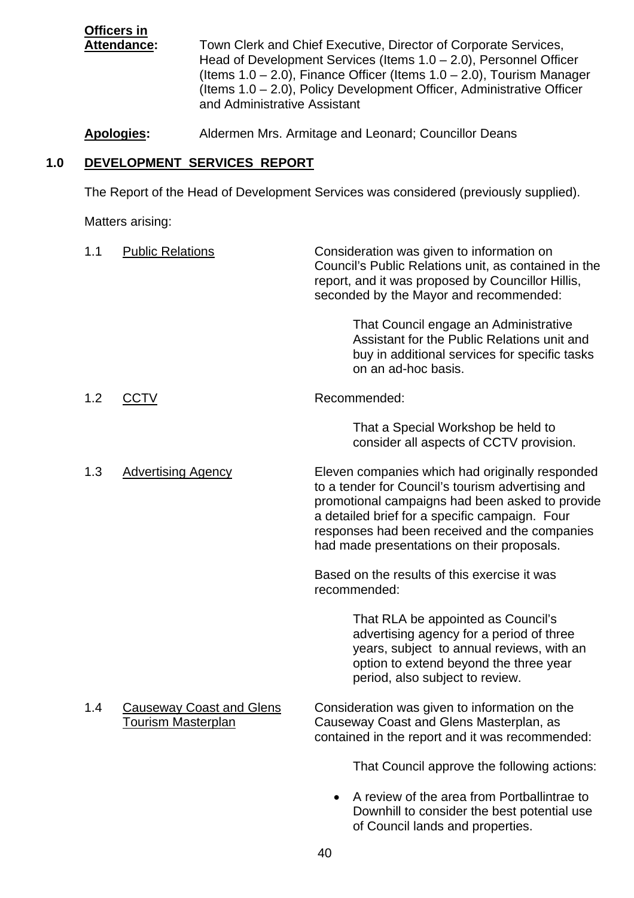**Officers in Attendance:** Town Clerk and Chief Executive, Director of Corporate Services, Head of Development Services (Items 1.0 – 2.0), Personnel Officer (Items 1.0 – 2.0), Finance Officer (Items 1.0 – 2.0), Tourism Manager (Items 1.0 – 2.0), Policy Development Officer, Administrative Officer and Administrative Assistant

**Apologies:** Aldermen Mrs. Armitage and Leonard; Councillor Deans

## 1.0 DEVELOPMENT SERVICES REPORT

The Report of the Head of Development Services was considered (previously supplied).

Matters arising:

1.1 Public Relations

Consideration was given to information on Council's Public Relations unit, as contained in the report, and it was proposed by Councillor Hillis, seconded by the Mayor and recommended:

> That Council engage an Administrative Assistant for the Public Relations unit and buy in additional services for specific tasks on an ad-hoc basis.

1.2 CCTV

Recommended:

> That a Special Workshop be held to consider all aspects of CCTV provision.

1.3 Advertising Agency

Eleven companies which had originally responded to a tender for Council's tourism advertising and promotional campaigns had been asked to provide a detailed brief for a specific campaign. Four responses had been received and the companies had made presentations on their proposals.

Based on the results of this exercise it was recommended:

> That RLA be appointed as Council's advertising agency for a period of three years, subject to annual reviews, with an option to extend beyond the three year period, also subject to review.

1.4 Causeway Coast and Glens Tourism Masterplan

Consideration was given to information on the Causeway Coast and Glens Masterplan, as contained in the report and it was recommended:

> That Council approve the following actions:

- A review of the area from Portballintrae to Downhill to consider the best potential use of Council lands and properties.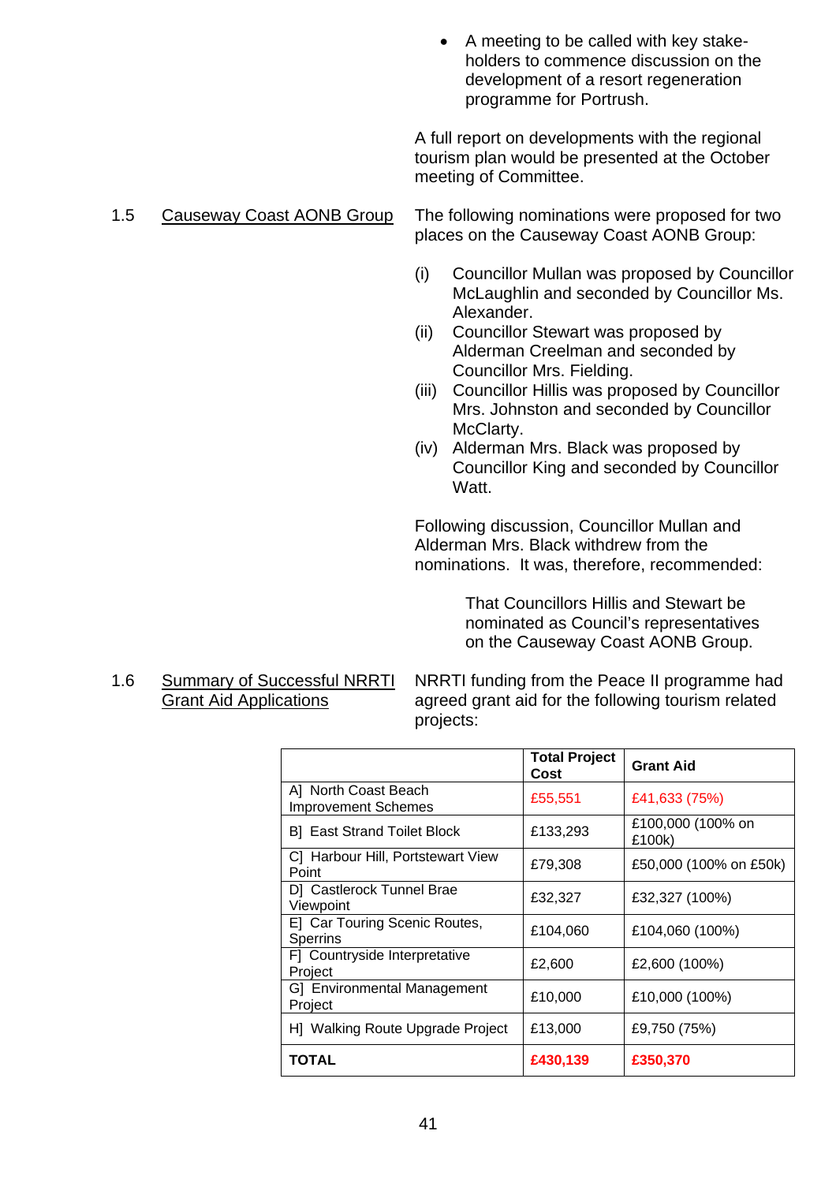- A meeting to be called with key stake-holders to commence discussion on the development of a resort regeneration programme for Portrush.

A full report on developments with the regional tourism plan would be presented at the October meeting of Committee.

1.5 Causeway Coast AONB Group

The following nominations were proposed for two places on the Causeway Coast AONB Group:

(i) Councillor Mullan was proposed by Councillor McLaughlin and seconded by Councillor Ms. Alexander.
(ii) Councillor Stewart was proposed by Alderman Creelman and seconded by Councillor Mrs. Fielding.
(iii) Councillor Hillis was proposed by Councillor Mrs. Johnston and seconded by Councillor McClarty.
(iv) Alderman Mrs. Black was proposed by Councillor King and seconded by Councillor Watt.

Following discussion, Councillor Mullan and Alderman Mrs. Black withdrew from the nominations. It was, therefore, recommended:

> That Councillors Hillis and Stewart be nominated as Council's representatives on the Causeway Coast AONB Group.

1.6 Summary of Successful NRRTI Grant Aid Applications

NRRTI funding from the Peace II programme had agreed grant aid for the following tourism related projects:

| | Total Project Cost | Grant Aid |
|---|---|---|
| A] North Coast Beach Improvement Schemes | £55,551 | £41,633 (75%) |
| B] East Strand Toilet Block | £133,293 | £100,000 (100% on £100k) |
| C] Harbour Hill, Portstewart View Point | £79,308 | £50,000 (100% on £50k) |
| D] Castlerock Tunnel Brae Viewpoint | £32,327 | £32,327 (100%) |
| E] Car Touring Scenic Routes, Sperrins | £104,060 | £104,060 (100%) |
| F] Countryside Interpretative Project | £2,600 | £2,600 (100%) |
| G] Environmental Management Project | £10,000 | £10,000 (100%) |
| H] Walking Route Upgrade Project | £13,000 | £9,750 (75%) |
| **TOTAL** | **£430,139** | **£350,370** |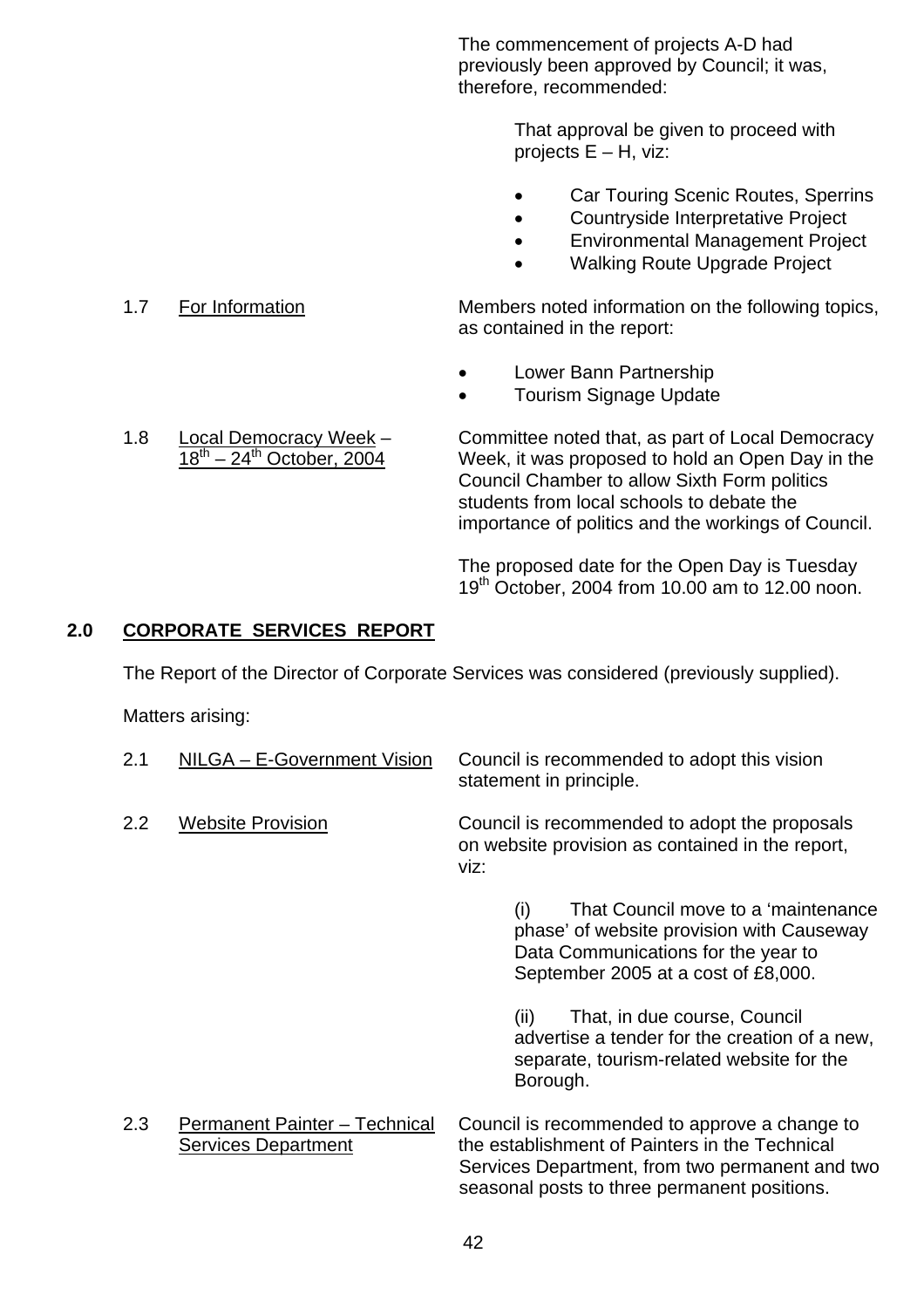The commencement of projects A-D had previously been approved by Council; it was, therefore, recommended:

> That approval be given to proceed with projects E – H, viz:
>
> - Car Touring Scenic Routes, Sperrins
> - Countryside Interpretative Project
> - Environmental Management Project
> - Walking Route Upgrade Project

1.7 For Information

Members noted information on the following topics, as contained in the report:

- Lower Bann Partnership
- Tourism Signage Update

1.8 Local Democracy Week – 18th – 24th October, 2004

Committee noted that, as part of Local Democracy Week, it was proposed to hold an Open Day in the Council Chamber to allow Sixth Form politics students from local schools to debate the importance of politics and the workings of Council.

The proposed date for the Open Day is Tuesday 19th October, 2004 from 10.00 am to 12.00 noon.

## 2.0 CORPORATE SERVICES REPORT

The Report of the Director of Corporate Services was considered (previously supplied).

Matters arising:

2.1 NILGA – E-Government Vision

Council is recommended to adopt this vision statement in principle.

2.2 Website Provision

Council is recommended to adopt the proposals on website provision as contained in the report, viz:

> (i) That Council move to a 'maintenance phase' of website provision with Causeway Data Communications for the year to September 2005 at a cost of £8,000.
>
> (ii) That, in due course, Council advertise a tender for the creation of a new, separate, tourism-related website for the Borough.

2.3 Permanent Painter – Technical Services Department

Council is recommended to approve a change to the establishment of Painters in the Technical Services Department, from two permanent and two seasonal posts to three permanent positions.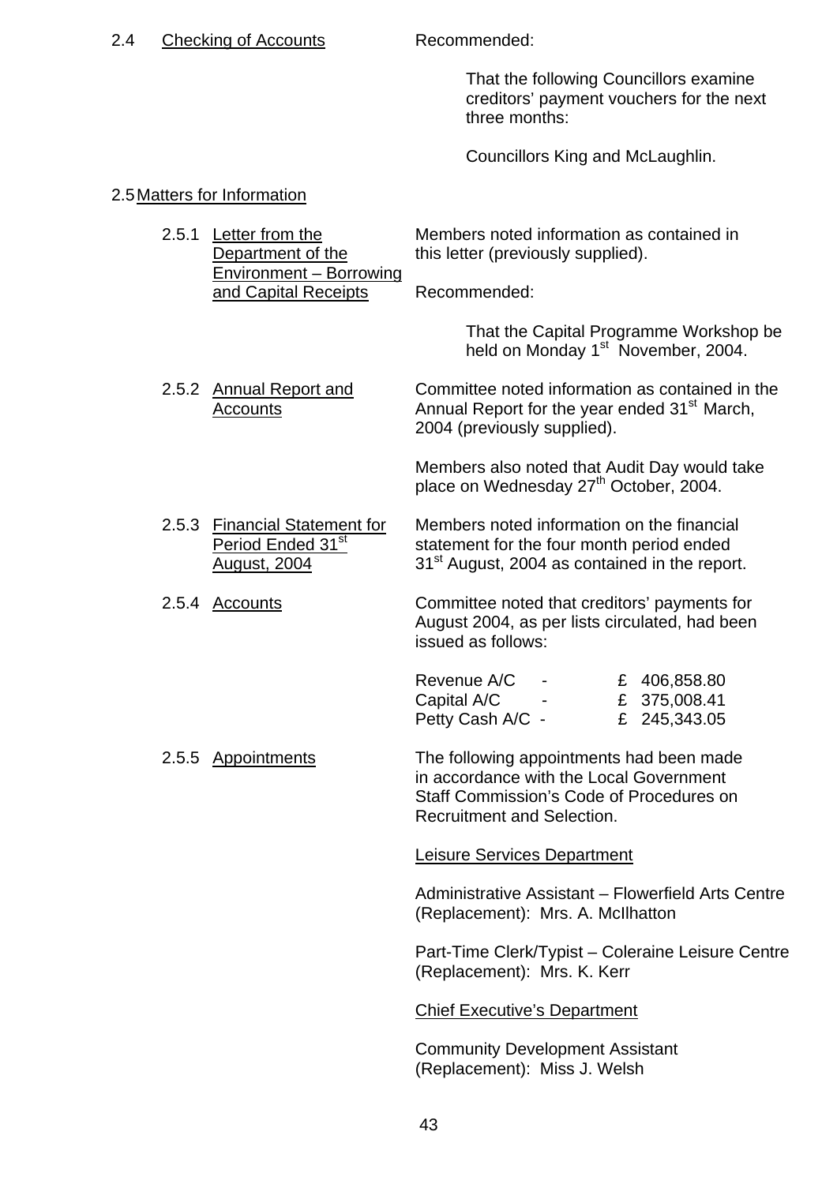2.4 Checking of Accounts

Recommended:

> That the following Councillors examine creditors' payment vouchers for the next three months:
>
> Councillors King and McLaughlin.

2.5 Matters for Information

2.5.1 Letter from the Department of the Environment – Borrowing and Capital Receipts

Members noted information as contained in this letter (previously supplied).

Recommended:

> That the Capital Programme Workshop be held on Monday 1st November, 2004.

2.5.2 Annual Report and Accounts

Committee noted information as contained in the Annual Report for the year ended 31st March, 2004 (previously supplied).

Members also noted that Audit Day would take place on Wednesday 27th October, 2004.

2.5.3 Financial Statement for Period Ended 31st August, 2004

Members noted information on the financial statement for the four month period ended 31st August, 2004 as contained in the report.

2.5.4 Accounts

Committee noted that creditors' payments for August 2004, as per lists circulated, had been issued as follows:

| | | |
|---|---|---|
| Revenue A/C | - | £ 406,858.80 |
| Capital A/C | - | £ 375,008.41 |
| Petty Cash A/C | - | £ 245,343.05 |

2.5.5 Appointments

The following appointments had been made in accordance with the Local Government Staff Commission's Code of Procedures on Recruitment and Selection.

Leisure Services Department

Administrative Assistant – Flowerfield Arts Centre (Replacement): Mrs. A. McIlhatton

Part-Time Clerk/Typist – Coleraine Leisure Centre (Replacement): Mrs. K. Kerr

Chief Executive's Department

Community Development Assistant (Replacement): Miss J. Welsh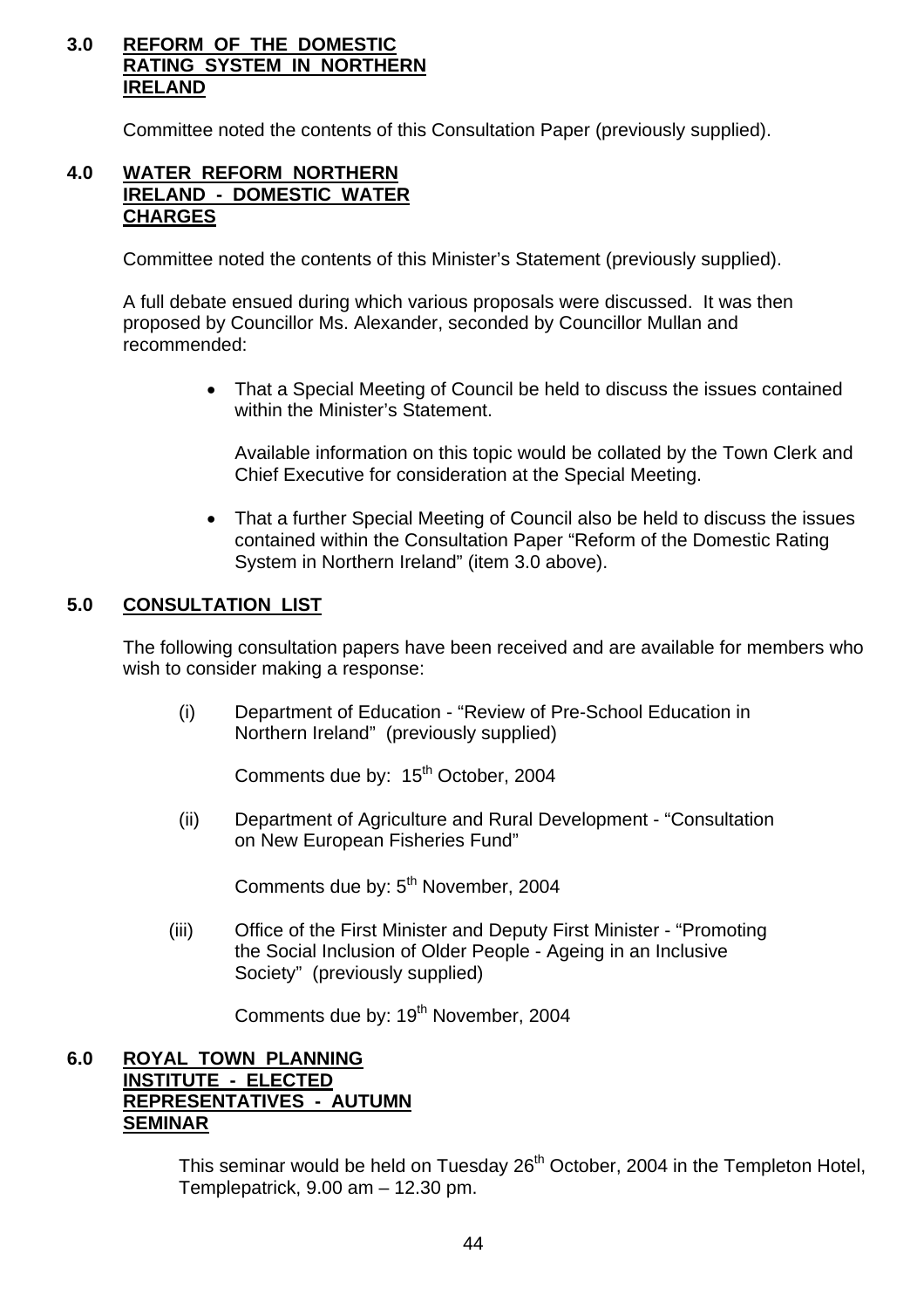### 3.0 REFORM OF THE DOMESTIC RATING SYSTEM IN NORTHERN IRELAND

Committee noted the contents of this Consultation Paper (previously supplied).

### 4.0 WATER REFORM NORTHERN IRELAND - DOMESTIC WATER CHARGES

Committee noted the contents of this Minister's Statement (previously supplied).

A full debate ensued during which various proposals were discussed. It was then proposed by Councillor Ms. Alexander, seconded by Councillor Mullan and recommended:

- That a Special Meeting of Council be held to discuss the issues contained within the Minister's Statement.

  Available information on this topic would be collated by the Town Clerk and Chief Executive for consideration at the Special Meeting.

- That a further Special Meeting of Council also be held to discuss the issues contained within the Consultation Paper "Reform of the Domestic Rating System in Northern Ireland" (item 3.0 above).

### 5.0 CONSULTATION LIST

The following consultation papers have been received and are available for members who wish to consider making a response:

(i) Department of Education - "Review of Pre-School Education in Northern Ireland" (previously supplied)

Comments due by: 15th October, 2004

(ii) Department of Agriculture and Rural Development - "Consultation on New European Fisheries Fund"

Comments due by: 5th November, 2004

(iii) Office of the First Minister and Deputy First Minister - "Promoting the Social Inclusion of Older People - Ageing in an Inclusive Society" (previously supplied)

Comments due by: 19th November, 2004

### 6.0 ROYAL TOWN PLANNING INSTITUTE - ELECTED REPRESENTATIVES - AUTUMN SEMINAR

This seminar would be held on Tuesday 26th October, 2004 in the Templeton Hotel, Templepatrick, 9.00 am – 12.30 pm.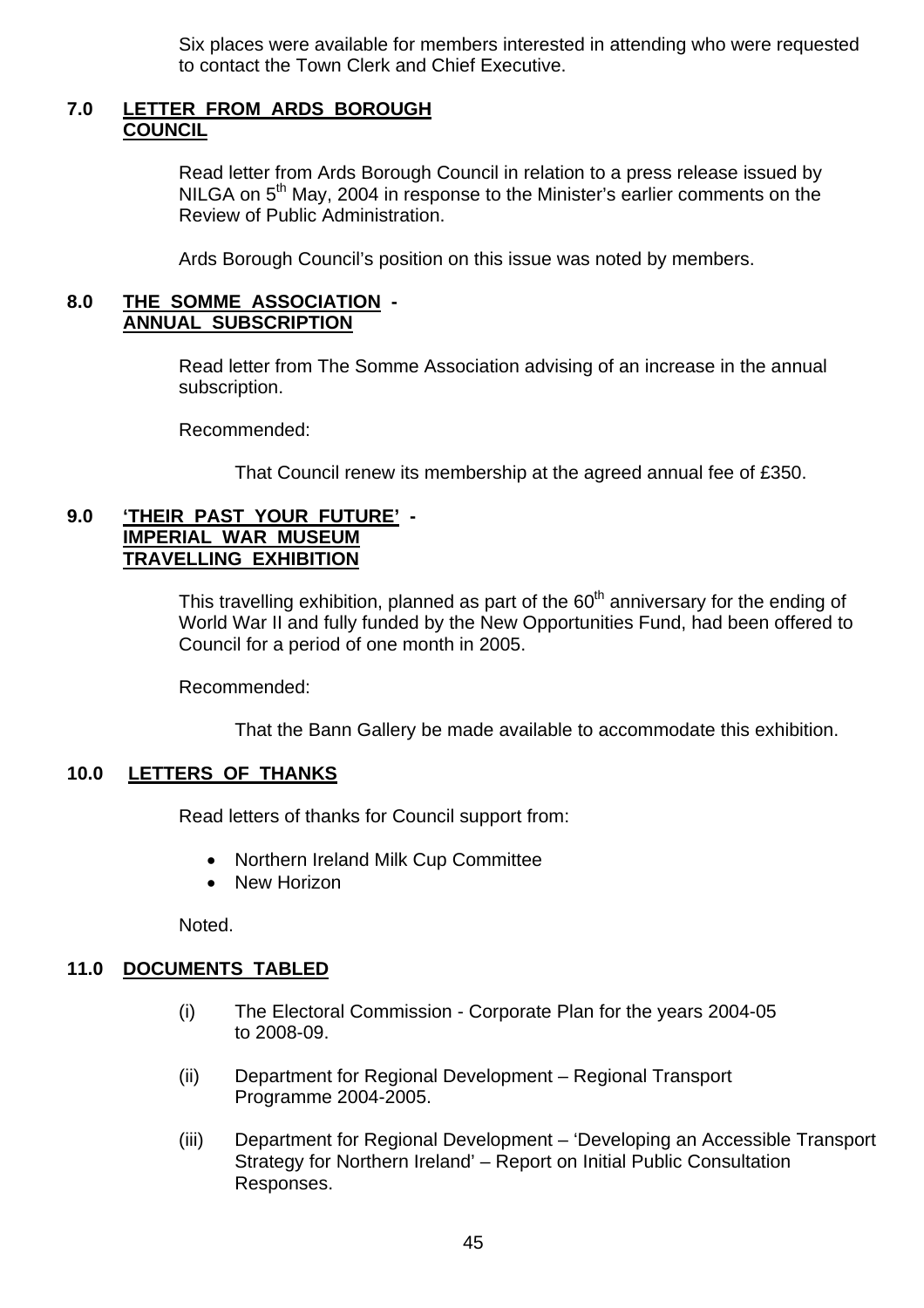Six places were available for members interested in attending who were requested to contact the Town Clerk and Chief Executive.

## 7.0 LETTER FROM ARDS BOROUGH COUNCIL

Read letter from Ards Borough Council in relation to a press release issued by NILGA on 5th May, 2004 in response to the Minister's earlier comments on the Review of Public Administration.

Ards Borough Council's position on this issue was noted by members.

## 8.0 THE SOMME ASSOCIATION - ANNUAL SUBSCRIPTION

Read letter from The Somme Association advising of an increase in the annual subscription.

Recommended:

That Council renew its membership at the agreed annual fee of £350.

## 9.0 'THEIR PAST YOUR FUTURE' - IMPERIAL WAR MUSEUM TRAVELLING EXHIBITION

This travelling exhibition, planned as part of the 60th anniversary for the ending of World War II and fully funded by the New Opportunities Fund, had been offered to Council for a period of one month in 2005.

Recommended:

That the Bann Gallery be made available to accommodate this exhibition.

## 10.0 LETTERS OF THANKS

Read letters of thanks for Council support from:

- Northern Ireland Milk Cup Committee
- New Horizon

Noted.

## 11.0 DOCUMENTS TABLED

(i) The Electoral Commission - Corporate Plan for the years 2004-05 to 2008-09.

(ii) Department for Regional Development – Regional Transport Programme 2004-2005.

(iii) Department for Regional Development – 'Developing an Accessible Transport Strategy for Northern Ireland' – Report on Initial Public Consultation Responses.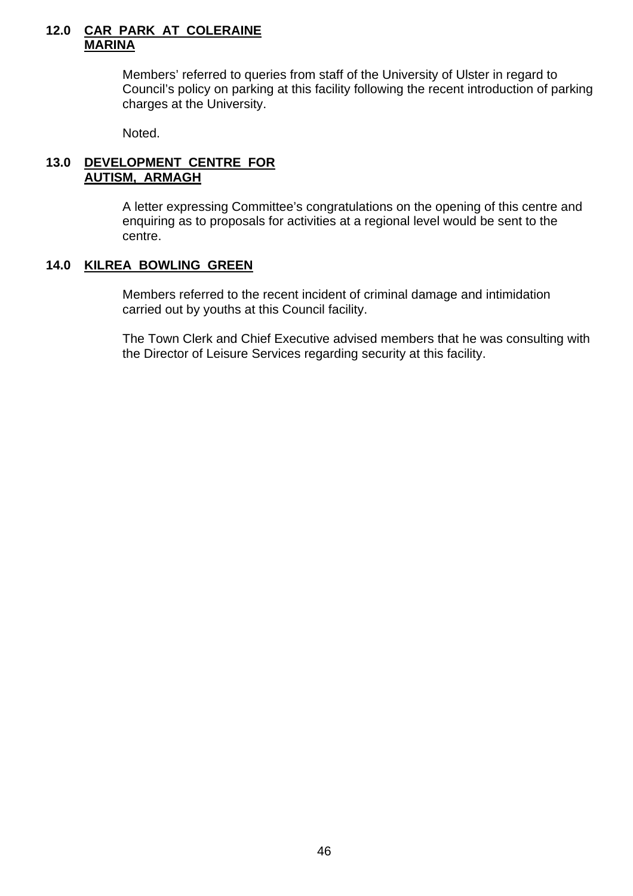## 12.0 CAR PARK AT COLERAINE MARINA

Members' referred to queries from staff of the University of Ulster in regard to Council's policy on parking at this facility following the recent introduction of parking charges at the University.

Noted.

## 13.0 DEVELOPMENT CENTRE FOR AUTISM, ARMAGH

A letter expressing Committee's congratulations on the opening of this centre and enquiring as to proposals for activities at a regional level would be sent to the centre.

## 14.0 KILREA BOWLING GREEN

Members referred to the recent incident of criminal damage and intimidation carried out by youths at this Council facility.

The Town Clerk and Chief Executive advised members that he was consulting with the Director of Leisure Services regarding security at this facility.